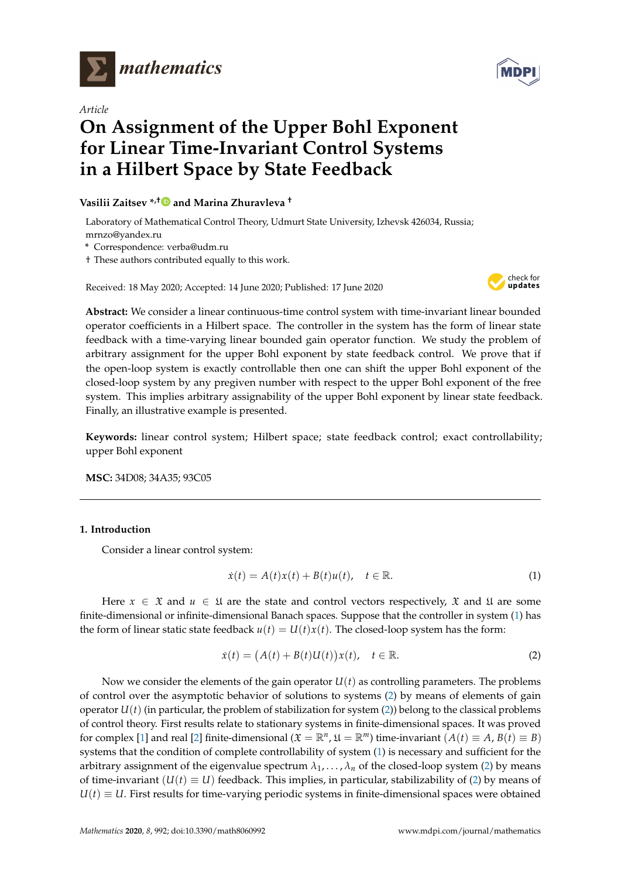*Article*

# On Assignment of the Upper Bohl Exponent for Linear Time-Invariant Control Systems in a Hilbert Space by State Feedback

**Vasilii Zaitsev \*,† and Marina Zhuravleva †**

Laboratory of Mathematical Control Theory, Udmurt State University, Izhevsk 426034, Russia; mrnzo@yandex.ru

\* Correspondence: verba@udm.ru

† These authors contributed equally to this work.

Received: 18 May 2020; Accepted: 14 June 2020; Published: 17 June 2020

**Abstract:** We consider a linear continuous-time control system with time-invariant linear bounded operator coefficients in a Hilbert space. The controller in the system has the form of linear state feedback with a time-varying linear bounded gain operator function. We study the problem of arbitrary assignment for the upper Bohl exponent by state feedback control. We prove that if the open-loop system is exactly controllable then one can shift the upper Bohl exponent of the closed-loop system by any pregiven number with respect to the upper Bohl exponent of the free system. This implies arbitrary assignability of the upper Bohl exponent by linear state feedback. Finally, an illustrative example is presented.

**Keywords:** linear control system; Hilbert space; state feedback control; exact controllability; upper Bohl exponent

**MSC:** 34D08; 34A35; 93C05

## 1. Introduction

Consider a linear control system:

$$\dot{x}(t) = A(t)x(t) + B(t)u(t), \quad t \in \mathbb{R}. \tag{1}$$

Here $x \in \mathfrak{X}$ and $u \in \mathfrak{U}$ are the state and control vectors respectively, $\mathfrak{X}$ and $\mathfrak{U}$ are some finite-dimensional or infinite-dimensional Banach spaces. Suppose that the controller in system (1) has the form of linear static state feedback $u(t) = U(t)x(t)$. The closed-loop system has the form:

$$\dot{x}(t) = \big(A(t) + B(t)U(t)\big)x(t), \quad t \in \mathbb{R}. \tag{2}$$

Now we consider the elements of the gain operator $U(t)$ as controlling parameters. The problems of control over the asymptotic behavior of solutions to systems (2) by means of elements of gain operator $U(t)$ (in particular, the problem of stabilization for system (2)) belong to the classical problems of control theory. First results relate to stationary systems in finite-dimensional spaces. It was proved for complex [1] and real [2] finite-dimensional ($\mathfrak{X} = \mathbb{R}^n$, $\mathfrak{U} = \mathbb{R}^m$) time-invariant ($A(t) \equiv A$, $B(t) \equiv B$) systems that the condition of complete controllability of system (1) is necessary and sufficient for the arbitrary assignment of the eigenvalue spectrum $\lambda_1, \ldots, \lambda_n$ of the closed-loop system (2) by means of time-invariant ($U(t) \equiv U$) feedback. This implies, in particular, stabilizability of (2) by means of $U(t) \equiv U$. First results for time-varying periodic systems in finite-dimensional spaces were obtained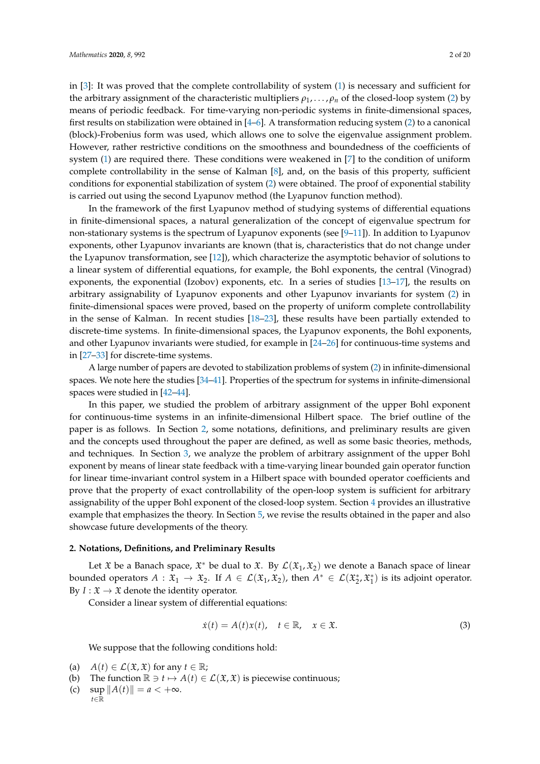in [3]: It was proved that the complete controllability of system (1) is necessary and sufficient for the arbitrary assignment of the characteristic multipliers $\rho_1, \ldots, \rho_n$ of the closed-loop system (2) by means of periodic feedback. For time-varying non-periodic systems in finite-dimensional spaces, first results on stabilization were obtained in [4–6]. A transformation reducing system (2) to a canonical (block)-Frobenius form was used, which allows one to solve the eigenvalue assignment problem. However, rather restrictive conditions on the smoothness and boundedness of the coefficients of system (1) are required there. These conditions were weakened in [7] to the condition of uniform complete controllability in the sense of Kalman [8], and, on the basis of this property, sufficient conditions for exponential stabilization of system (2) were obtained. The proof of exponential stability is carried out using the second Lyapunov method (the Lyapunov function method).

In the framework of the first Lyapunov method of studying systems of differential equations in finite-dimensional spaces, a natural generalization of the concept of eigenvalue spectrum for non-stationary systems is the spectrum of Lyapunov exponents (see [9–11]). In addition to Lyapunov exponents, other Lyapunov invariants are known (that is, characteristics that do not change under the Lyapunov transformation, see [12]), which characterize the asymptotic behavior of solutions to a linear system of differential equations, for example, the Bohl exponents, the central (Vinograd) exponents, the exponential (Izobov) exponents, etc. In a series of studies [13–17], the results on arbitrary assignability of Lyapunov exponents and other Lyapunov invariants for system (2) in finite-dimensional spaces were proved, based on the property of uniform complete controllability in the sense of Kalman. In recent studies [18–23], these results have been partially extended to discrete-time systems. In finite-dimensional spaces, the Lyapunov exponents, the Bohl exponents, and other Lyapunov invariants were studied, for example in [24–26] for continuous-time systems and in [27–33] for discrete-time systems.

A large number of papers are devoted to stabilization problems of system (2) in infinite-dimensional spaces. We note here the studies [34–41]. Properties of the spectrum for systems in infinite-dimensional spaces were studied in [42–44].

In this paper, we studied the problem of arbitrary assignment of the upper Bohl exponent for continuous-time systems in an infinite-dimensional Hilbert space. The brief outline of the paper is as follows. In Section 2, some notations, definitions, and preliminary results are given and the concepts used throughout the paper are defined, as well as some basic theories, methods, and techniques. In Section 3, we analyze the problem of arbitrary assignment of the upper Bohl exponent by means of linear state feedback with a time-varying linear bounded gain operator function for linear time-invariant control system in a Hilbert space with bounded operator coefficients and prove that the property of exact controllability of the open-loop system is sufficient for arbitrary assignability of the upper Bohl exponent of the closed-loop system. Section 4 provides an illustrative example that emphasizes the theory. In Section 5, we revise the results obtained in the paper and also showcase future developments of the theory.

## 2. Notations, Definitions, and Preliminary Results

Let $\mathfrak{X}$ be a Banach space, $\mathfrak{X}^*$ be dual to $\mathfrak{X}$. By $\mathcal{L}(\mathfrak{X}_1, \mathfrak{X}_2)$ we denote a Banach space of linear bounded operators $A : \mathfrak{X}_1 \to \mathfrak{X}_2$. If $A \in \mathcal{L}(\mathfrak{X}_1, \mathfrak{X}_2)$, then $A^* \in \mathcal{L}(\mathfrak{X}_2^*, \mathfrak{X}_1^*)$ is its adjoint operator. By $I : \mathfrak{X} \to \mathfrak{X}$ denote the identity operator.

Consider a linear system of differential equations:

$$\dot{x}(t) = A(t)x(t), \quad t \in \mathbb{R}, \quad x \in \mathfrak{X}. \tag{3}$$

We suppose that the following conditions hold:

(a) $A(t) \in \mathcal{L}(\mathfrak{X}, \mathfrak{X})$ for any $t \in \mathbb{R}$;
(b) The function $\mathbb{R} \ni t \mapsto A(t) \in \mathcal{L}(\mathfrak{X}, \mathfrak{X})$ is piecewise continuous;
(c) $\sup\limits_{t \in \mathbb{R}} \|A(t)\| = a < +\infty$.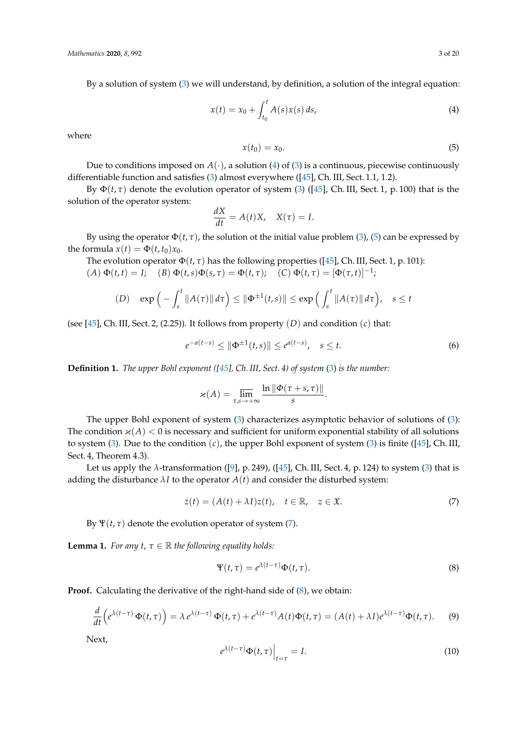By a solution of system (3) we will understand, by definition, a solution of the integral equation:

$$x(t) = x_0 + \int_{t_0}^{t} A(s)x(s)\,ds, \tag{4}$$

where

$$x(t_0) = x_0. \tag{5}$$

Due to conditions imposed on $A(\cdot)$, a solution (4) of (3) is a continuous, piecewise continuously differentiable function and satisfies (3) almost everywhere ([45], Ch. III, Sect. 1.1, 1.2).

By $\Phi(t,\tau)$ denote the evolution operator of system (3) ([45], Ch. III, Sect. 1, p. 100) that is the solution of the operator system:

$$\frac{dX}{dt} = A(t)X, \quad X(\tau) = I.$$

By using the operator $\Phi(t,\tau)$, the solution ot the initial value problem (3), (5) can be expressed by the formula $x(t) = \Phi(t,t_0)x_0$.

The evolution operator $\Phi(t,\tau)$ has the following properties ([45], Ch. III, Sect. 1, p. 101):
$(A)$ $\Phi(t,t) = I$; $\quad (B)$ $\Phi(t,s)\Phi(s,\tau) = \Phi(t,\tau)$; $\quad (C)$ $\Phi(t,\tau) = [\Phi(\tau,t)]^{-1}$;

$$(D) \quad \exp\Big(-\int_s^t \|A(\tau)\|\,d\tau\Big) \le \|\Phi^{\pm 1}(t,s)\| \le \exp\Big(\int_s^t \|A(\tau)\|\,d\tau\Big), \quad s \le t$$

(see [45], Ch. III, Sect. 2, (2.25)). It follows from property $(D)$ and condition $(c)$ that:

$$e^{-a(t-s)} \le \|\Phi^{\pm 1}(t,s)\| \le e^{a(t-s)}, \quad s \le t. \tag{6}$$

**Definition 1.** *The upper Bohl exponent ([45], Ch. III, Sect. 4) of system (3) is the number:*

$$\varkappa(A) = \varlimsup_{\tau,s\to+\infty} \frac{\ln\|\Phi(\tau+s,\tau)\|}{s}.$$

The upper Bohl exponent of system (3) characterizes asymptotic behavior of solutions of (3): The condition $\varkappa(A) < 0$ is necessary and sufficient for uniform exponential stability of all solutions to system (3). Due to the condition $(c)$, the upper Bohl exponent of system (3) is finite ([45], Ch. III, Sect. 4, Theorem 4.3).

Let us apply the $\lambda$-transformation ([9], p. 249), ([45], Ch. III, Sect. 4, p. 124) to system (3) that is adding the disturbance $\lambda I$ to the operator $A(t)$ and consider the disturbed system:

$$\dot{z}(t) = (A(t) + \lambda I)z(t), \quad t \in \mathbb{R}, \quad z \in \mathfrak{X}. \tag{7}$$

By $\Psi(t,\tau)$ denote the evolution operator of system (7).

**Lemma 1.** *For any $t$, $\tau \in \mathbb{R}$ the following equality holds:*

$$\Psi(t,\tau) = e^{\lambda(t-\tau)}\Phi(t,\tau). \tag{8}$$

**Proof.** Calculating the derivative of the right-hand side of (8), we obtain:

$$\frac{d}{dt}\Big(e^{\lambda(t-\tau)}\,\Phi(t,\tau)\Big) = \lambda\, e^{\lambda(t-\tau)}\,\Phi(t,\tau) + e^{\lambda(t-\tau)}A(t)\Phi(t,\tau) = (A(t)+\lambda I)e^{\lambda(t-\tau)}\Phi(t,\tau). \tag{9}$$

Next,

$$e^{\lambda(t-\tau)}\Phi(t,\tau)\Big|_{t=\tau} = I. \tag{10}$$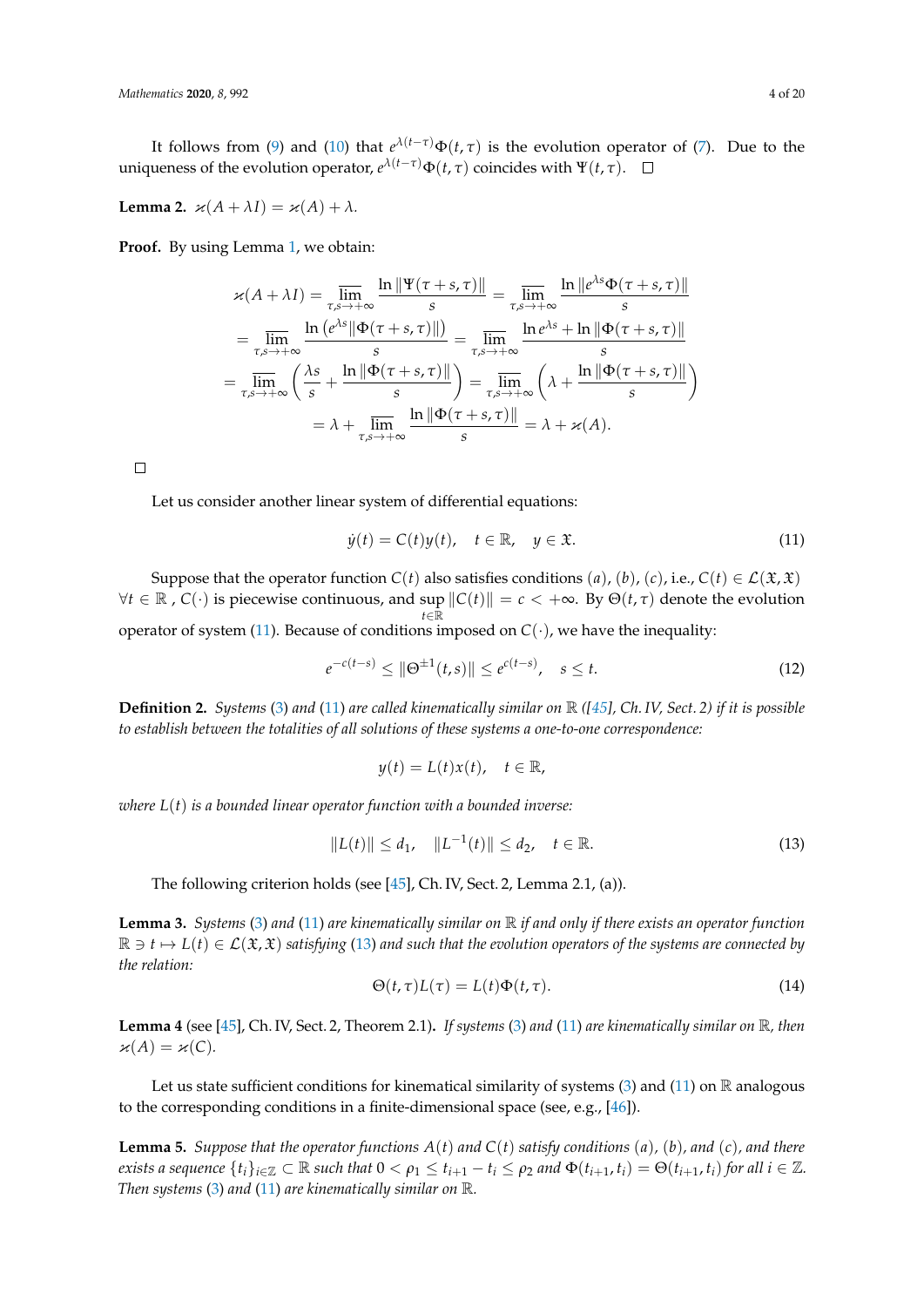It follows from (9) and (10) that $e^{\lambda(t-\tau)}\Phi(t,\tau)$ is the evolution operator of (7). Due to the uniqueness of the evolution operator, $e^{\lambda(t-\tau)}\Phi(t,\tau)$ coincides with $\Psi(t,\tau)$. □

**Lemma 2.** $\varkappa(A+\lambda I) = \varkappa(A) + \lambda$.

**Proof.** By using Lemma 1, we obtain:

$$
\begin{aligned}
\varkappa(A+\lambda I) &= \varlimsup_{\tau,s\to+\infty} \frac{\ln\|\Psi(\tau+s,\tau)\|}{s} = \varlimsup_{\tau,s\to+\infty} \frac{\ln\|e^{\lambda s}\Phi(\tau+s,\tau)\|}{s} \\
&= \varlimsup_{\tau,s\to+\infty} \frac{\ln\left(e^{\lambda s}\|\Phi(\tau+s,\tau)\|\right)}{s} = \varlimsup_{\tau,s\to+\infty} \frac{\ln e^{\lambda s} + \ln\|\Phi(\tau+s,\tau)\|}{s} \\
&= \varlimsup_{\tau,s\to+\infty} \left(\frac{\lambda s}{s} + \frac{\ln\|\Phi(\tau+s,\tau)\|}{s}\right) = \varlimsup_{\tau,s\to+\infty} \left(\lambda + \frac{\ln\|\Phi(\tau+s,\tau)\|}{s}\right) \\
&= \lambda + \varlimsup_{\tau,s\to+\infty} \frac{\ln\|\Phi(\tau+s,\tau)\|}{s} = \lambda + \varkappa(A).
\end{aligned}
$$

□

Let us consider another linear system of differential equations:

$$
\dot{y}(t) = C(t)y(t), \quad t \in \mathbb{R}, \quad y \in \mathfrak{X}. \tag{11}
$$

Suppose that the operator function $C(t)$ also satisfies conditions $(a)$, $(b)$, $(c)$, i.e., $C(t) \in \mathcal{L}(\mathfrak{X},\mathfrak{X})$ $\forall t \in \mathbb{R}$ , $C(\cdot)$ is piecewise continuous, and $\sup\limits_{t\in\mathbb{R}} \|C(t)\| = c < +\infty$. By $\Theta(t,\tau)$ denote the evolution operator of system (11). Because of conditions imposed on $C(\cdot)$, we have the inequality:

$$
e^{-c(t-s)} \le \|\Theta^{\pm 1}(t,s)\| \le e^{c(t-s)}, \quad s \le t. \tag{12}
$$

**Definition 2.** *Systems (3) and (11) are called kinematically similar on $\mathbb{R}$ ([45], Ch. IV, Sect. 2) if it is possible to establish between the totalities of all solutions of these systems a one-to-one correspondence:*

$$
y(t) = L(t)x(t), \quad t \in \mathbb{R},
$$

*where $L(t)$ is a bounded linear operator function with a bounded inverse:*

$$
\|L(t)\| \le d_1, \quad \|L^{-1}(t)\| \le d_2, \quad t \in \mathbb{R}. \tag{13}
$$

The following criterion holds (see [45], Ch. IV, Sect. 2, Lemma 2.1, (a)).

**Lemma 3.** *Systems (3) and (11) are kinematically similar on $\mathbb{R}$ if and only if there exists an operator function $\mathbb{R} \ni t \mapsto L(t) \in \mathcal{L}(\mathfrak{X},\mathfrak{X})$ satisfying (13) and such that the evolution operators of the systems are connected by the relation:*

$$
\Theta(t,\tau)L(\tau) = L(t)\Phi(t,\tau). \tag{14}
$$

**Lemma 4** (see [45], Ch. IV, Sect. 2, Theorem 2.1)**.** *If systems (3) and (11) are kinematically similar on $\mathbb{R}$, then $\varkappa(A) = \varkappa(C)$.*

Let us state sufficient conditions for kinematical similarity of systems (3) and (11) on $\mathbb{R}$ analogous to the corresponding conditions in a finite-dimensional space (see, e.g., [46]).

**Lemma 5.** *Suppose that the operator functions $A(t)$ and $C(t)$ satisfy conditions $(a)$, $(b)$, and $(c)$, and there exists a sequence $\{t_i\}_{i\in\mathbb{Z}} \subset \mathbb{R}$ such that $0 < \rho_1 \le t_{i+1} - t_i \le \rho_2$ and $\Phi(t_{i+1},t_i) = \Theta(t_{i+1},t_i)$ for all $i \in \mathbb{Z}$. Then systems (3) and (11) are kinematically similar on $\mathbb{R}$.*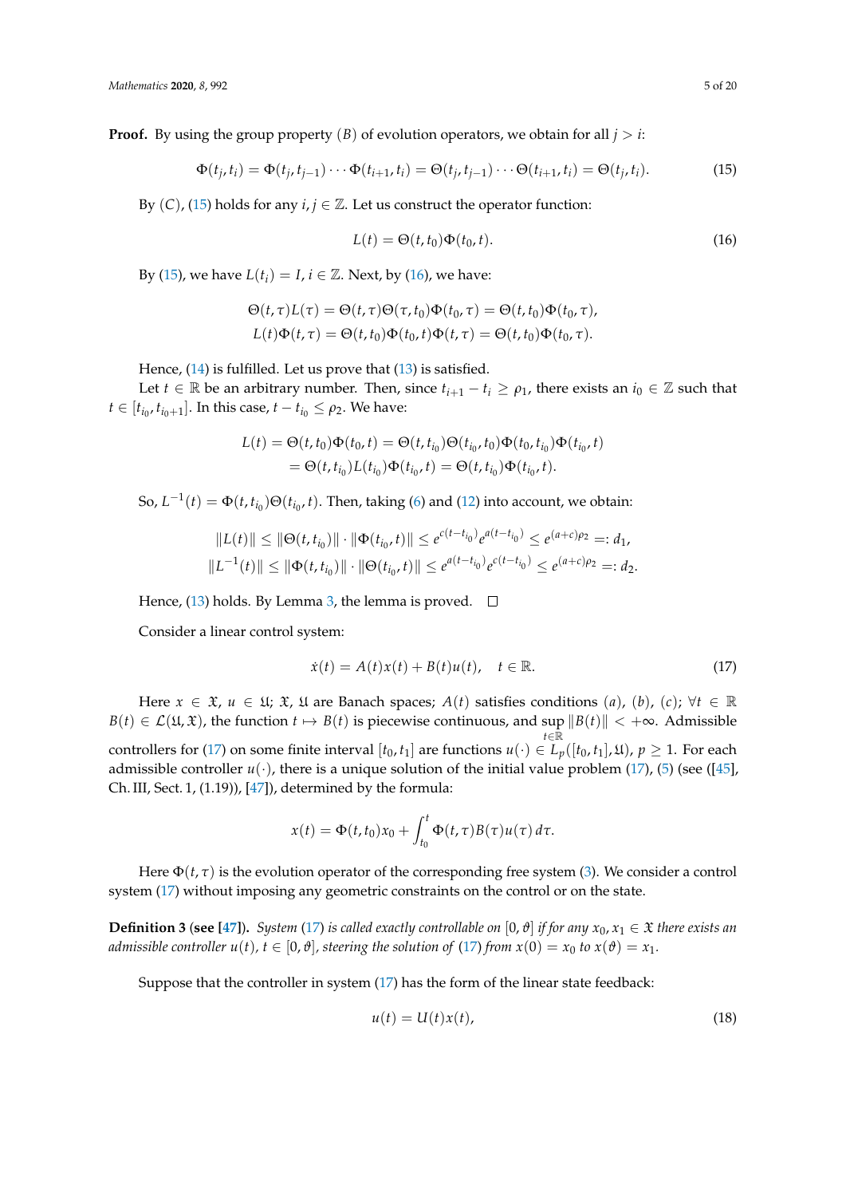**Proof.** By using the group property $(B)$ of evolution operators, we obtain for all $j > i$:

$$\Phi(t_j, t_i) = \Phi(t_j, t_{j-1}) \cdots \Phi(t_{i+1}, t_i) = \Theta(t_j, t_{j-1}) \cdots \Theta(t_{i+1}, t_i) = \Theta(t_j, t_i). \tag{15}$$

By $(C)$, (15) holds for any $i, j \in \mathbb{Z}$. Let us construct the operator function:

$$L(t) = \Theta(t, t_0)\Phi(t_0, t). \tag{16}$$

By (15), we have $L(t_i) = I$, $i \in \mathbb{Z}$. Next, by (16), we have:

$$\Theta(t,\tau)L(\tau) = \Theta(t,\tau)\Theta(\tau,t_0)\Phi(t_0,\tau) = \Theta(t,t_0)\Phi(t_0,\tau),$$
$$L(t)\Phi(t,\tau) = \Theta(t,t_0)\Phi(t_0,t)\Phi(t,\tau) = \Theta(t,t_0)\Phi(t_0,\tau).$$

Hence, (14) is fulfilled. Let us prove that (13) is satisfied.

Let $t \in \mathbb{R}$ be an arbitrary number. Then, since $t_{i+1} - t_i \geq \rho_1$, there exists an $i_0 \in \mathbb{Z}$ such that $t \in [t_{i_0}, t_{i_0+1}]$. In this case, $t - t_{i_0} \leq \rho_2$. We have:

$$L(t) = \Theta(t,t_0)\Phi(t_0,t) = \Theta(t,t_{i_0})\Theta(t_{i_0},t_0)\Phi(t_0,t_{i_0})\Phi(t_{i_0},t)$$
$$= \Theta(t,t_{i_0})L(t_{i_0})\Phi(t_{i_0},t) = \Theta(t,t_{i_0})\Phi(t_{i_0},t).$$

So, $L^{-1}(t) = \Phi(t,t_{i_0})\Theta(t_{i_0},t)$. Then, taking (6) and (12) into account, we obtain:

$$\|L(t)\| \leq \|\Theta(t,t_{i_0})\| \cdot \|\Phi(t_{i_0},t)\| \leq e^{c(t-t_{i_0})}e^{a(t-t_{i_0})} \leq e^{(a+c)\rho_2} =: d_1,$$
$$\|L^{-1}(t)\| \leq \|\Phi(t,t_{i_0})\| \cdot \|\Theta(t_{i_0},t)\| \leq e^{a(t-t_{i_0})}e^{c(t-t_{i_0})} \leq e^{(a+c)\rho_2} =: d_2.$$

Hence, (13) holds. By Lemma 3, the lemma is proved. □

Consider a linear control system:

$$\dot{x}(t) = A(t)x(t) + B(t)u(t), \quad t \in \mathbb{R}. \tag{17}$$

Here $x \in \mathfrak{X}$, $u \in \mathfrak{U}$; $\mathfrak{X}$, $\mathfrak{U}$ are Banach spaces; $A(t)$ satisfies conditions $(a)$, $(b)$, $(c)$; $\forall t \in \mathbb{R}$ $B(t) \in \mathcal{L}(\mathfrak{U}, \mathfrak{X})$, the function $t \mapsto B(t)$ is piecewise continuous, and $\sup_{t \in \mathbb{R}} \|B(t)\| < +\infty$. Admissible controllers for (17) on some finite interval $[t_0, t_1]$ are functions $u(\cdot) \in L_p([t_0, t_1], \mathfrak{U})$, $p \geq 1$. For each admissible controller $u(\cdot)$, there is a unique solution of the initial value problem (17), (5) (see ([45], Ch. III, Sect. 1, (1.19)), [47]), determined by the formula:

$$x(t) = \Phi(t,t_0)x_0 + \int_{t_0}^{t} \Phi(t,\tau)B(\tau)u(\tau)\,d\tau.$$

Here $\Phi(t,\tau)$ is the evolution operator of the corresponding free system (3). We consider a control system (17) without imposing any geometric constraints on the control or on the state.

**Definition 3** (**see [47]**). *System (17) is called exactly controllable on $[0, \vartheta]$ if for any $x_0, x_1 \in \mathfrak{X}$ there exists an admissible controller $u(t)$, $t \in [0, \vartheta]$, steering the solution of (17) from $x(0) = x_0$ to $x(\vartheta) = x_1$.*

Suppose that the controller in system (17) has the form of the linear state feedback:

$$u(t) = U(t)x(t), \tag{18}$$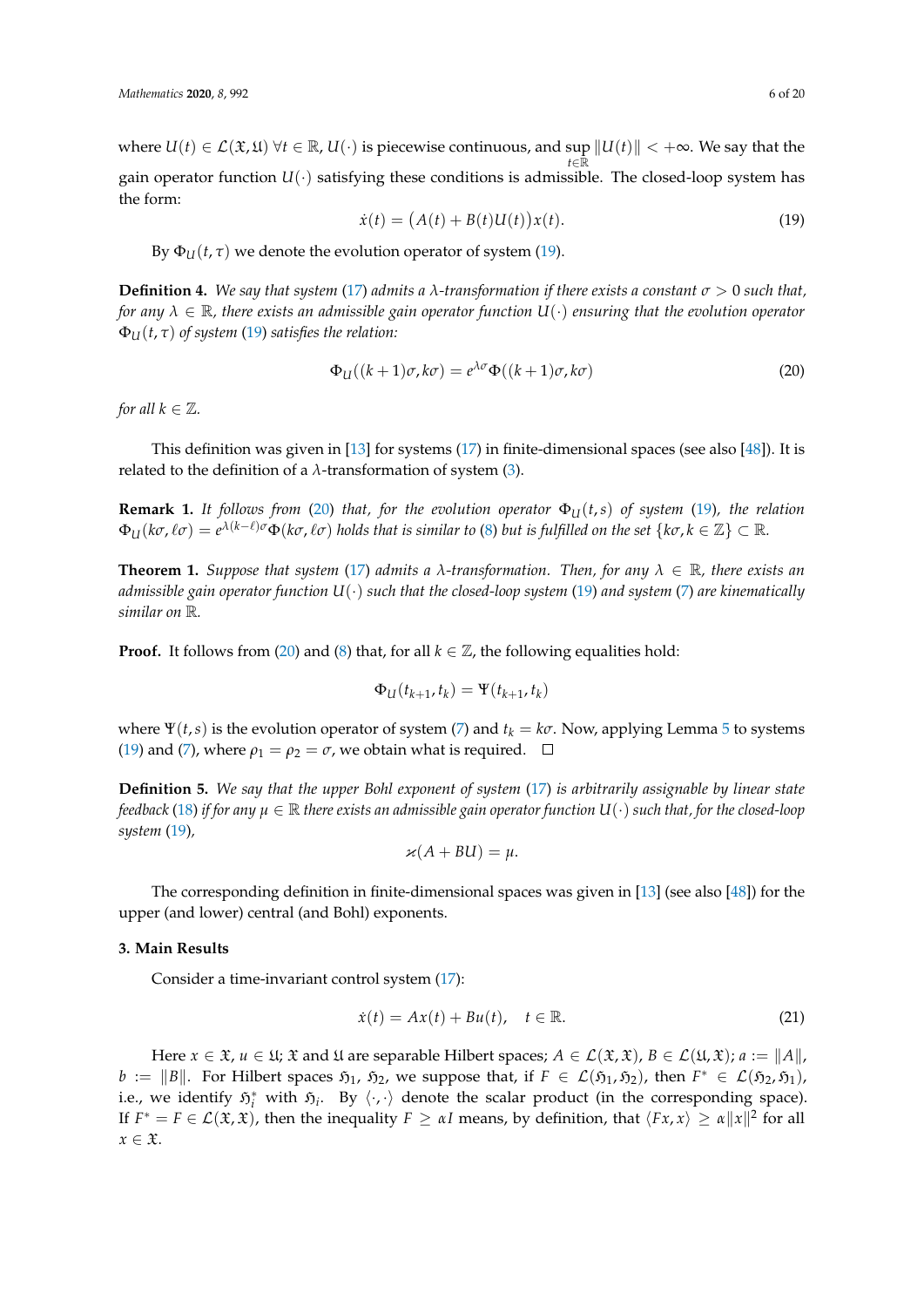where $U(t) \in \mathcal{L}(\mathfrak{X}, \mathfrak{U})$ $\forall t \in \mathbb{R}$, $U(\cdot)$ is piecewise continuous, and $\sup_{t \in \mathbb{R}} \|U(t)\| < +\infty$. We say that the gain operator function $U(\cdot)$ satisfying these conditions is admissible. The closed-loop system has the form:

$$\dot{x}(t) = \big(A(t) + B(t)U(t)\big)x(t). \tag{19}$$

By $\Phi_U(t, \tau)$ we denote the evolution operator of system (19).

**Definition 4.** *We say that system (17) admits a $\lambda$-transformation if there exists a constant $\sigma > 0$ such that, for any $\lambda \in \mathbb{R}$, there exists an admissible gain operator function $U(\cdot)$ ensuring that the evolution operator $\Phi_U(t, \tau)$ of system (19) satisfies the relation:*

$$\Phi_U((k+1)\sigma, k\sigma) = e^{\lambda\sigma}\Phi((k+1)\sigma, k\sigma) \tag{20}$$

*for all $k \in \mathbb{Z}$.*

This definition was given in [13] for systems (17) in finite-dimensional spaces (see also [48]). It is related to the definition of a $\lambda$-transformation of system (3).

**Remark 1.** *It follows from (20) that, for the evolution operator $\Phi_U(t, s)$ of system (19), the relation $\Phi_U(k\sigma, \ell\sigma) = e^{\lambda(k-\ell)\sigma}\Phi(k\sigma, \ell\sigma)$ holds that is similar to (8) but is fulfilled on the set $\{k\sigma, k \in \mathbb{Z}\} \subset \mathbb{R}$.*

**Theorem 1.** *Suppose that system (17) admits a $\lambda$-transformation. Then, for any $\lambda \in \mathbb{R}$, there exists an admissible gain operator function $U(\cdot)$ such that the closed-loop system (19) and system (7) are kinematically similar on $\mathbb{R}$.*

**Proof.** It follows from (20) and (8) that, for all $k \in \mathbb{Z}$, the following equalities hold:

$$\Phi_U(t_{k+1}, t_k) = \Psi(t_{k+1}, t_k)$$

where $\Psi(t, s)$ is the evolution operator of system (7) and $t_k = k\sigma$. Now, applying Lemma 5 to systems (19) and (7), where $\rho_1 = \rho_2 = \sigma$, we obtain what is required. □

**Definition 5.** *We say that the upper Bohl exponent of system (17) is arbitrarily assignable by linear state feedback (18) if for any $\mu \in \mathbb{R}$ there exists an admissible gain operator function $U(\cdot)$ such that, for the closed-loop system (19),*

$$\varkappa(A + BU) = \mu.$$

The corresponding definition in finite-dimensional spaces was given in [13] (see also [48]) for the upper (and lower) central (and Bohl) exponents.

## 3. Main Results

Consider a time-invariant control system (17):

$$\dot{x}(t) = Ax(t) + Bu(t), \quad t \in \mathbb{R}. \tag{21}$$

Here $x \in \mathfrak{X}$, $u \in \mathfrak{U}$; $\mathfrak{X}$ and $\mathfrak{U}$ are separable Hilbert spaces; $A \in \mathcal{L}(\mathfrak{X}, \mathfrak{X})$, $B \in \mathcal{L}(\mathfrak{U}, \mathfrak{X})$; $a := \|A\|$, $b := \|B\|$. For Hilbert spaces $\mathfrak{H}_1$, $\mathfrak{H}_2$, we suppose that, if $F \in \mathcal{L}(\mathfrak{H}_1, \mathfrak{H}_2)$, then $F^* \in \mathcal{L}(\mathfrak{H}_2, \mathfrak{H}_1)$, i.e., we identify $\mathfrak{H}_i^*$ with $\mathfrak{H}_i$. By $\langle \cdot, \cdot \rangle$ denote the scalar product (in the corresponding space). If $F^* = F \in \mathcal{L}(\mathfrak{X}, \mathfrak{X})$, then the inequality $F \geq \alpha I$ means, by definition, that $\langle Fx, x \rangle \geq \alpha\|x\|^2$ for all $x \in \mathfrak{X}$.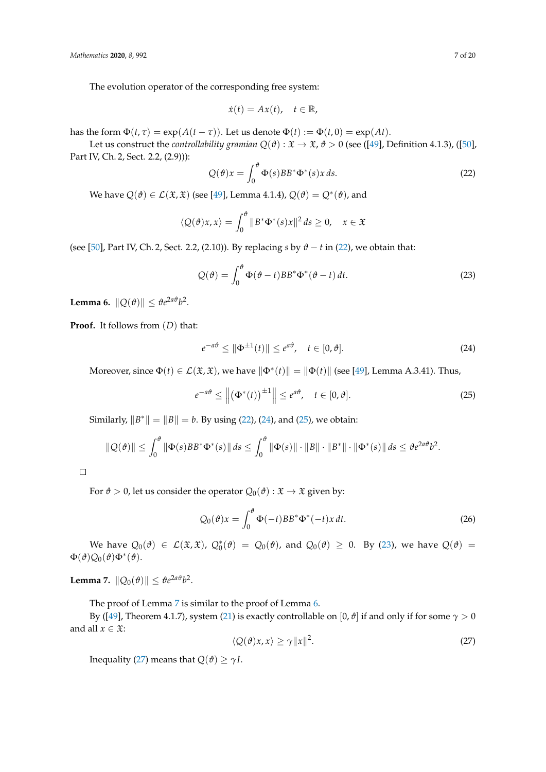The evolution operator of the corresponding free system:

$$\dot{x}(t) = Ax(t), \quad t \in \mathbb{R},$$

has the form $\Phi(t, \tau) = \exp(A(t-\tau))$. Let us denote $\Phi(t) := \Phi(t, 0) = \exp(At)$.

Let us construct the *controllability gramian* $Q(\vartheta) : \mathfrak{X} \to \mathfrak{X}$, $\vartheta > 0$ (see ([49], Definition 4.1.3), ([50], Part IV, Ch. 2, Sect. 2.2, (2.9))):

$$Q(\vartheta)x = \int_0^{\vartheta} \Phi(s)BB^*\Phi^*(s)x\,ds. \tag{22}$$

We have $Q(\vartheta) \in \mathcal{L}(\mathfrak{X}, \mathfrak{X})$ (see [49], Lemma 4.1.4), $Q(\vartheta) = Q^*(\vartheta)$, and

$$\langle Q(\vartheta)x, x\rangle = \int_0^{\vartheta} \|B^*\Phi^*(s)x\|^2\,ds \geq 0, \quad x \in \mathfrak{X}$$

(see [50], Part IV, Ch. 2, Sect. 2.2, (2.10)). By replacing $s$ by $\vartheta - t$ in (22), we obtain that:

$$Q(\vartheta) = \int_0^{\vartheta} \Phi(\vartheta - t)BB^*\Phi^*(\vartheta - t)\,dt. \tag{23}$$

**Lemma 6.** $\|Q(\vartheta)\| \leq \vartheta e^{2a\vartheta}b^2$.

**Proof.** It follows from $(D)$ that:

$$e^{-a\vartheta} \leq \|\Phi^{\pm 1}(t)\| \leq e^{a\vartheta}, \quad t \in [0, \vartheta]. \tag{24}$$

Moreover, since $\Phi(t) \in \mathcal{L}(\mathfrak{X}, \mathfrak{X})$, we have $\|\Phi^*(t)\| = \|\Phi(t)\|$ (see [49], Lemma A.3.41). Thus,

$$e^{-a\vartheta} \leq \left\|\left(\Phi^*(t)\right)^{\pm 1}\right\| \leq e^{a\vartheta}, \quad t \in [0, \vartheta]. \tag{25}$$

Similarly, $\|B^*\| = \|B\| = b$. By using (22), (24), and (25), we obtain:

$$\|Q(\vartheta)\| \leq \int_0^{\vartheta} \|\Phi(s)BB^*\Phi^*(s)\|\,ds \leq \int_0^{\vartheta} \|\Phi(s)\| \cdot \|B\| \cdot \|B^*\| \cdot \|\Phi^*(s)\|\,ds \leq \vartheta e^{2a\vartheta}b^2.$$

□

For $\vartheta > 0$, let us consider the operator $Q_0(\vartheta) : \mathfrak{X} \to \mathfrak{X}$ given by:

$$Q_0(\vartheta)x = \int_0^{\vartheta} \Phi(-t)BB^*\Phi^*(-t)x\,dt. \tag{26}$$

We have $Q_0(\vartheta) \in \mathcal{L}(\mathfrak{X}, \mathfrak{X})$, $Q_0^*(\vartheta) = Q_0(\vartheta)$, and $Q_0(\vartheta) \geq 0$. By (23), we have $Q(\vartheta) = \Phi(\vartheta)Q_0(\vartheta)\Phi^*(\vartheta)$.

**Lemma 7.** $\|Q_0(\vartheta)\| \leq \vartheta e^{2a\vartheta}b^2$.

The proof of Lemma 7 is similar to the proof of Lemma 6.

By ([49], Theorem 4.1.7), system (21) is exactly controllable on $[0, \vartheta]$ if and only if for some $\gamma > 0$ and all $x \in \mathfrak{X}$:

$$\langle Q(\vartheta)x, x\rangle \geq \gamma\|x\|^2. \tag{27}$$

Inequality (27) means that $Q(\vartheta) \geq \gamma I$.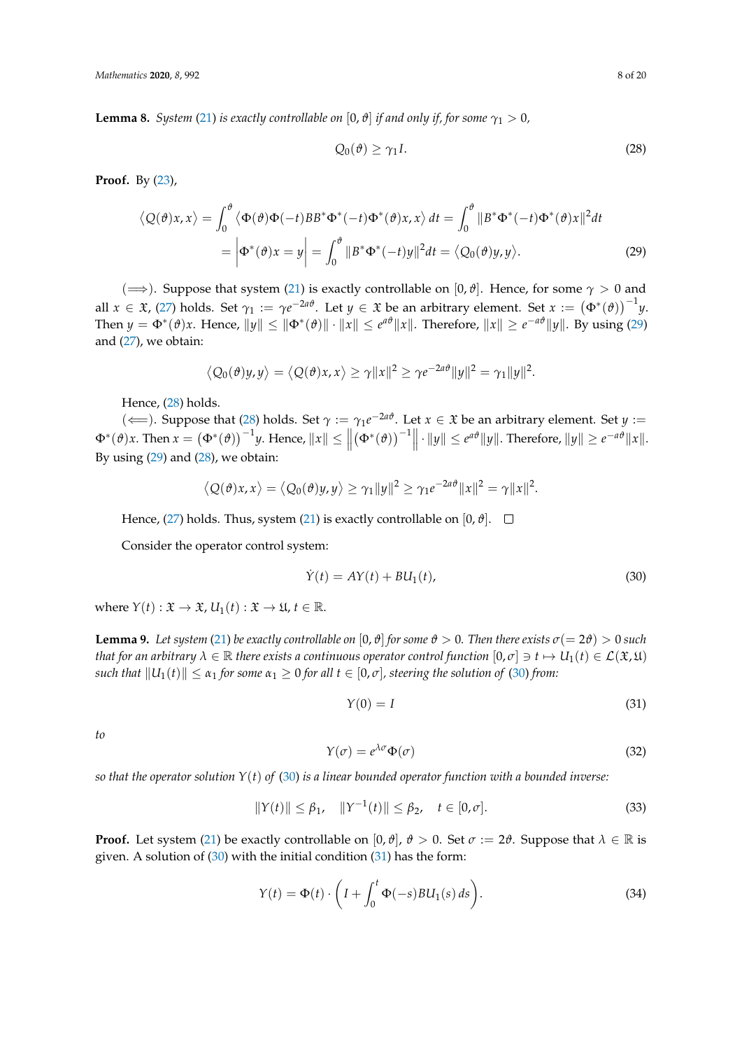**Lemma 8.** *System (21) is exactly controllable on $[0, \vartheta]$ if and only if, for some $\gamma_1 > 0$,*

$$Q_0(\vartheta) \geq \gamma_1 I. \tag{28}$$

**Proof.** By (23),

$$\begin{aligned}\langle Q(\vartheta)x, x\rangle &= \int_0^{\vartheta} \langle \Phi(\vartheta)\Phi(-t)BB^*\Phi^*(-t)\Phi^*(\vartheta)x, x\rangle\, dt = \int_0^{\vartheta} \|B^*\Phi^*(-t)\Phi^*(\vartheta)x\|^2 dt \\ &= \Big|\Phi^*(\vartheta)x = y\Big| = \int_0^{\vartheta} \|B^*\Phi^*(-t)y\|^2 dt = \langle Q_0(\vartheta)y, y\rangle. \end{aligned}\tag{29}$$

($\Longrightarrow$). Suppose that system (21) is exactly controllable on $[0, \vartheta]$. Hence, for some $\gamma > 0$ and all $x \in \mathfrak{X}$, (27) holds. Set $\gamma_1 := \gamma e^{-2a\vartheta}$. Let $y \in \mathfrak{X}$ be an arbitrary element. Set $x := \left(\Phi^*(\vartheta)\right)^{-1} y$. Then $y = \Phi^*(\vartheta)x$. Hence, $\|y\| \leq \|\Phi^*(\vartheta)\| \cdot \|x\| \leq e^{a\vartheta}\|x\|$. Therefore, $\|x\| \geq e^{-a\vartheta}\|y\|$. By using (29) and (27), we obtain:

$$\langle Q_0(\vartheta)y, y\rangle = \langle Q(\vartheta)x, x\rangle \geq \gamma\|x\|^2 \geq \gamma e^{-2a\vartheta}\|y\|^2 = \gamma_1\|y\|^2.$$

Hence, (28) holds.

($\Longleftarrow$). Suppose that (28) holds. Set $\gamma := \gamma_1 e^{-2a\vartheta}$. Let $x \in \mathfrak{X}$ be an arbitrary element. Set $y := \Phi^*(\vartheta)x$. Then $x = \left(\Phi^*(\vartheta)\right)^{-1} y$. Hence, $\|x\| \leq \left\|\left(\Phi^*(\vartheta)\right)^{-1}\right\| \cdot \|y\| \leq e^{a\vartheta}\|y\|$. Therefore, $\|y\| \geq e^{-a\vartheta}\|x\|$. By using (29) and (28), we obtain:

$$\langle Q(\vartheta)x, x\rangle = \langle Q_0(\vartheta)y, y\rangle \geq \gamma_1\|y\|^2 \geq \gamma_1 e^{-2a\vartheta}\|x\|^2 = \gamma\|x\|^2.$$

Hence, (27) holds. Thus, system (21) is exactly controllable on $[0, \vartheta]$. $\square$

Consider the operator control system:

$$\dot{Y}(t) = AY(t) + BU_1(t), \tag{30}$$

where $Y(t) : \mathfrak{X} \to \mathfrak{X}$, $U_1(t) : \mathfrak{X} \to \mathfrak{U}$, $t \in \mathbb{R}$.

**Lemma 9.** *Let system (21) be exactly controllable on $[0, \vartheta]$ for some $\vartheta > 0$. Then there exists $\sigma(= 2\vartheta) > 0$ such that for an arbitrary $\lambda \in \mathbb{R}$ there exists a continuous operator control function $[0, \sigma] \ni t \mapsto U_1(t) \in \mathcal{L}(\mathfrak{X}, \mathfrak{U})$ such that $\|U_1(t)\| \leq \alpha_1$ for some $\alpha_1 \geq 0$ for all $t \in [0, \sigma]$, steering the solution of (30) from:*

$$Y(0) = I \tag{31}$$

*to*

$$Y(\sigma) = e^{\lambda\sigma}\Phi(\sigma) \tag{32}$$

*so that the operator solution $Y(t)$ of (30) is a linear bounded operator function with a bounded inverse:*

$$\|Y(t)\| \leq \beta_1, \quad \|Y^{-1}(t)\| \leq \beta_2, \quad t \in [0, \sigma]. \tag{33}$$

**Proof.** Let system (21) be exactly controllable on $[0, \vartheta]$, $\vartheta > 0$. Set $\sigma := 2\vartheta$. Suppose that $\lambda \in \mathbb{R}$ is given. A solution of (30) with the initial condition (31) has the form:

$$Y(t) = \Phi(t) \cdot \left(I + \int_0^t \Phi(-s)BU_1(s)\, ds\right). \tag{34}$$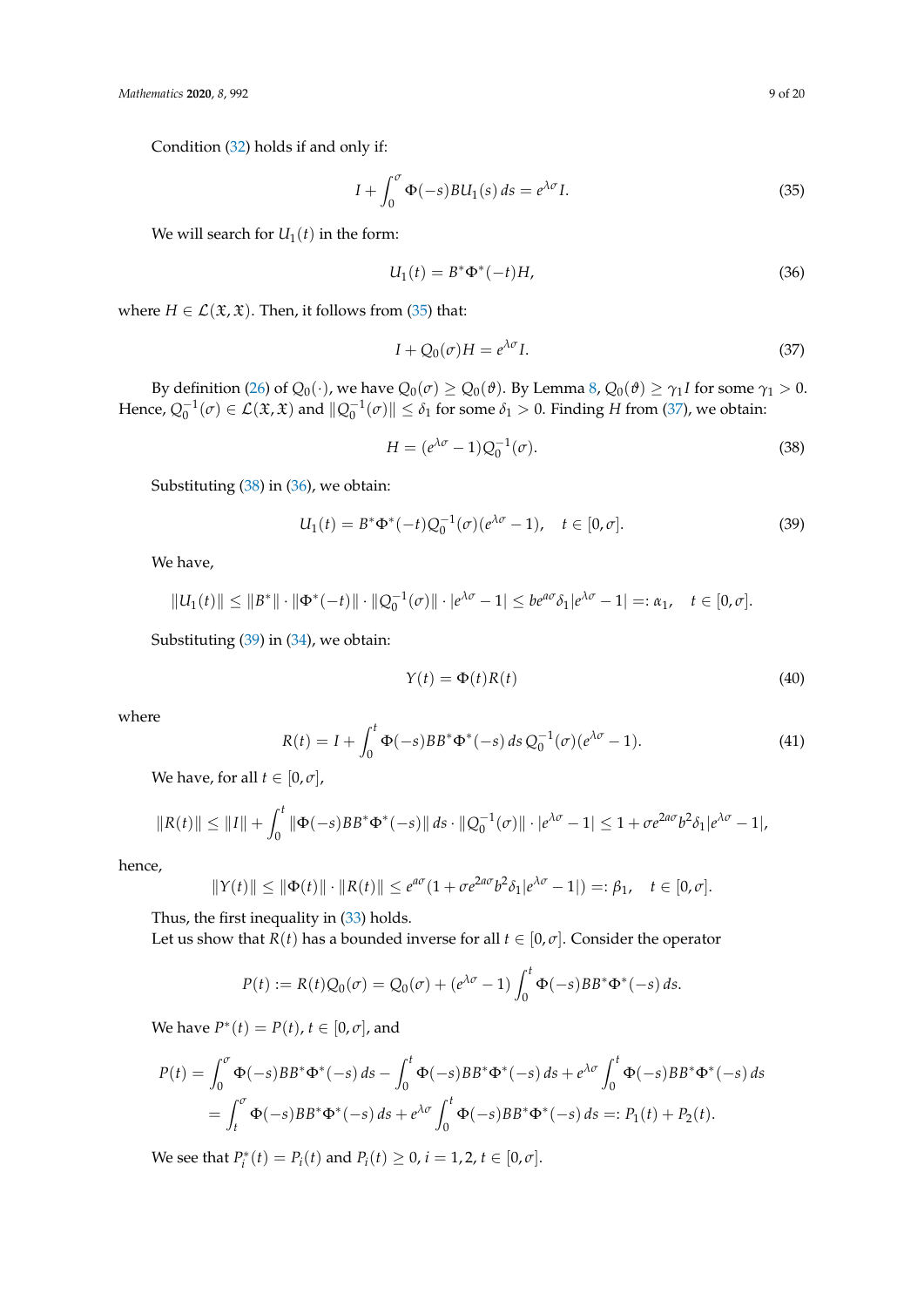Condition (32) holds if and only if:

$$I + \int_0^\sigma \Phi(-s)BU_1(s)\,ds = e^{\lambda\sigma}I. \tag{35}$$

We will search for $U_1(t)$ in the form:

$$U_1(t) = B^*\Phi^*(-t)H, \tag{36}$$

where $H \in \mathcal{L}(\mathfrak{X}, \mathfrak{X})$. Then, it follows from (35) that:

$$I + Q_0(\sigma)H = e^{\lambda\sigma}I. \tag{37}$$

By definition (26) of $Q_0(\cdot)$, we have $Q_0(\sigma) \geq Q_0(\vartheta)$. By Lemma 8, $Q_0(\vartheta) \geq \gamma_1 I$ for some $\gamma_1 > 0$. Hence, $Q_0^{-1}(\sigma) \in \mathcal{L}(\mathfrak{X}, \mathfrak{X})$ and $\|Q_0^{-1}(\sigma)\| \leq \delta_1$ for some $\delta_1 > 0$. Finding $H$ from (37), we obtain:

$$H = (e^{\lambda\sigma} - 1)Q_0^{-1}(\sigma). \tag{38}$$

Substituting (38) in (36), we obtain:

$$U_1(t) = B^*\Phi^*(-t)Q_0^{-1}(\sigma)(e^{\lambda\sigma} - 1), \quad t \in [0, \sigma]. \tag{39}$$

We have,

$$\|U_1(t)\| \leq \|B^*\| \cdot \|\Phi^*(-t)\| \cdot \|Q_0^{-1}(\sigma)\| \cdot |e^{\lambda\sigma} - 1| \leq be^{a\sigma}\delta_1|e^{\lambda\sigma} - 1| =: \alpha_1, \quad t \in [0, \sigma].$$

Substituting (39) in (34), we obtain:

$$Y(t) = \Phi(t)R(t) \tag{40}$$

where

$$R(t) = I + \int_0^t \Phi(-s)BB^*\Phi^*(-s)\,ds\,Q_0^{-1}(\sigma)(e^{\lambda\sigma} - 1). \tag{41}$$

We have, for all $t \in [0, \sigma]$,

$$\|R(t)\| \leq \|I\| + \int_0^t \|\Phi(-s)BB^*\Phi^*(-s)\|\,ds \cdot \|Q_0^{-1}(\sigma)\| \cdot |e^{\lambda\sigma} - 1| \leq 1 + \sigma e^{2a\sigma}b^2\delta_1|e^{\lambda\sigma} - 1|,$$

hence,

$$\|Y(t)\| \leq \|\Phi(t)\| \cdot \|R(t)\| \leq e^{a\sigma}(1 + \sigma e^{2a\sigma}b^2\delta_1|e^{\lambda\sigma} - 1|) =: \beta_1, \quad t \in [0, \sigma].$$

Thus, the first inequality in (33) holds.

Let us show that $R(t)$ has a bounded inverse for all $t \in [0, \sigma]$. Consider the operator

$$P(t) := R(t)Q_0(\sigma) = Q_0(\sigma) + (e^{\lambda\sigma} - 1)\int_0^t \Phi(-s)BB^*\Phi^*(-s)\,ds.$$

We have $P^*(t) = P(t)$, $t \in [0, \sigma]$, and

$$\begin{aligned}
P(t) &= \int_0^\sigma \Phi(-s)BB^*\Phi^*(-s)\,ds - \int_0^t \Phi(-s)BB^*\Phi^*(-s)\,ds + e^{\lambda\sigma}\int_0^t \Phi(-s)BB^*\Phi^*(-s)\,ds \\
&= \int_t^\sigma \Phi(-s)BB^*\Phi^*(-s)\,ds + e^{\lambda\sigma}\int_0^t \Phi(-s)BB^*\Phi^*(-s)\,ds =: P_1(t) + P_2(t).
\end{aligned}$$

We see that $P_i^*(t) = P_i(t)$ and $P_i(t) \geq 0$, $i = 1, 2$, $t \in [0, \sigma]$.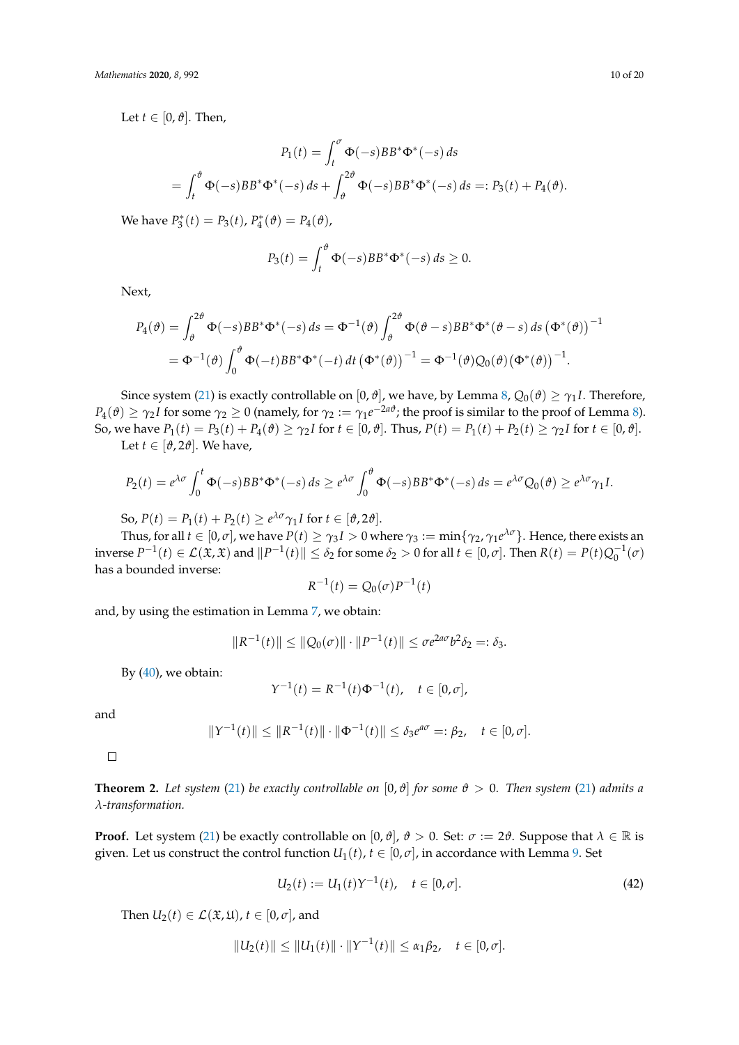Let $t \in [0, \vartheta]$. Then,

$$P_1(t) = \int_t^{\sigma} \Phi(-s)BB^*\Phi^*(-s)\,ds$$
$$= \int_t^{\vartheta} \Phi(-s)BB^*\Phi^*(-s)\,ds + \int_{\vartheta}^{2\vartheta} \Phi(-s)BB^*\Phi^*(-s)\,ds =: P_3(t) + P_4(\vartheta).$$

We have $P_3^*(t) = P_3(t)$, $P_4^*(\vartheta) = P_4(\vartheta)$,

$$P_3(t) = \int_t^{\vartheta} \Phi(-s)BB^*\Phi^*(-s)\,ds \geq 0.$$

Next,

$$P_4(\vartheta) = \int_{\vartheta}^{2\vartheta} \Phi(-s)BB^*\Phi^*(-s)\,ds = \Phi^{-1}(\vartheta)\int_{\vartheta}^{2\vartheta} \Phi(\vartheta - s)BB^*\Phi^*(\vartheta - s)\,ds\,\left(\Phi^*(\vartheta)\right)^{-1}$$
$$= \Phi^{-1}(\vartheta)\int_0^{\vartheta} \Phi(-t)BB^*\Phi^*(-t)\,dt\,\left(\Phi^*(\vartheta)\right)^{-1} = \Phi^{-1}(\vartheta)Q_0(\vartheta)\left(\Phi^*(\vartheta)\right)^{-1}.$$

Since system (21) is exactly controllable on $[0, \vartheta]$, we have, by Lemma 8, $Q_0(\vartheta) \geq \gamma_1 I$. Therefore, $P_4(\vartheta) \geq \gamma_2 I$ for some $\gamma_2 \geq 0$ (namely, for $\gamma_2 := \gamma_1 e^{-2a\vartheta}$; the proof is similar to the proof of Lemma 8). So, we have $P_1(t) = P_3(t) + P_4(\vartheta) \geq \gamma_2 I$ for $t \in [0, \vartheta]$. Thus, $P(t) = P_1(t) + P_2(t) \geq \gamma_2 I$ for $t \in [0, \vartheta]$.

Let $t \in [\vartheta, 2\vartheta]$. We have,

$$P_2(t) = e^{\lambda\sigma}\int_0^t \Phi(-s)BB^*\Phi^*(-s)\,ds \geq e^{\lambda\sigma}\int_0^{\vartheta} \Phi(-s)BB^*\Phi^*(-s)\,ds = e^{\lambda\sigma}Q_0(\vartheta) \geq e^{\lambda\sigma}\gamma_1 I.$$

So, $P(t) = P_1(t) + P_2(t) \geq e^{\lambda\sigma}\gamma_1 I$ for $t \in [\vartheta, 2\vartheta]$.

Thus, for all $t \in [0, \sigma]$, we have $P(t) \geq \gamma_3 I > 0$ where $\gamma_3 := \min\{\gamma_2, \gamma_1 e^{\lambda\sigma}\}$. Hence, there exists an inverse $P^{-1}(t) \in \mathcal{L}(\mathfrak{X}, \mathfrak{X})$ and $\|P^{-1}(t)\| \leq \delta_2$ for some $\delta_2 > 0$ for all $t \in [0, \sigma]$. Then $R(t) = P(t)Q_0^{-1}(\sigma)$ has a bounded inverse:

$$R^{-1}(t) = Q_0(\sigma)P^{-1}(t)$$

and, by using the estimation in Lemma 7, we obtain:

$$\|R^{-1}(t)\| \leq \|Q_0(\sigma)\| \cdot \|P^{-1}(t)\| \leq \sigma e^{2a\sigma} b^2 \delta_2 =: \delta_3.$$

By (40), we obtain:

$$Y^{-1}(t) = R^{-1}(t)\Phi^{-1}(t), \quad t \in [0, \sigma],$$

and

$$\|Y^{-1}(t)\| \leq \|R^{-1}(t)\| \cdot \|\Phi^{-1}(t)\| \leq \delta_3 e^{a\sigma} =: \beta_2, \quad t \in [0, \sigma].$$

□

**Theorem 2.** *Let system (21) be exactly controllable on $[0, \vartheta]$ for some $\vartheta > 0$. Then system (21) admits a $\lambda$-transformation.*

**Proof.** Let system (21) be exactly controllable on $[0, \vartheta]$, $\vartheta > 0$. Set: $\sigma := 2\vartheta$. Suppose that $\lambda \in \mathbb{R}$ is given. Let us construct the control function $U_1(t)$, $t \in [0, \sigma]$, in accordance with Lemma 9. Set

$$U_2(t) := U_1(t)Y^{-1}(t), \quad t \in [0, \sigma]. \tag{42}$$

Then $U_2(t) \in \mathcal{L}(\mathfrak{X}, \mathfrak{U})$, $t \in [0, \sigma]$, and

$$\|U_2(t)\| \leq \|U_1(t)\| \cdot \|Y^{-1}(t)\| \leq \alpha_1\beta_2, \quad t \in [0, \sigma].$$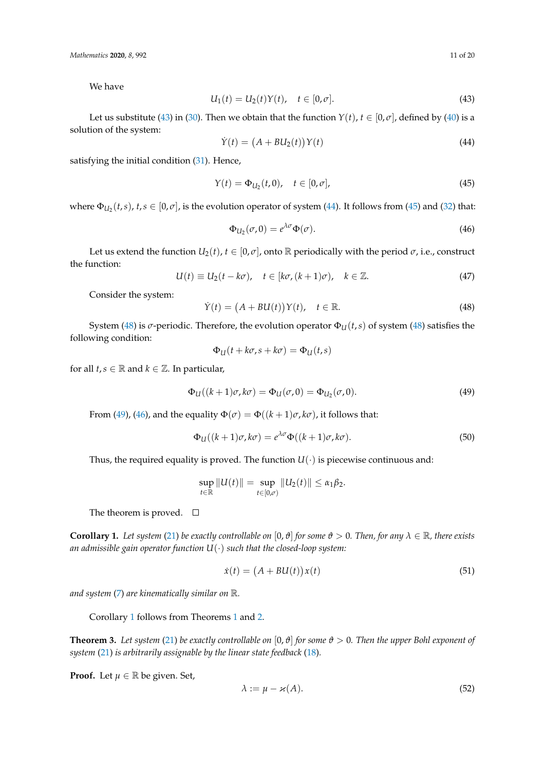We have

$$U_1(t) = U_2(t)Y(t), \quad t \in [0, \sigma]. \tag{43}$$

Let us substitute (43) in (30). Then we obtain that the function $Y(t)$, $t \in [0, \sigma]$, defined by (40) is a solution of the system:

$$\dot{Y}(t) = \big(A + BU_2(t)\big)Y(t) \tag{44}$$

satisfying the initial condition (31). Hence,

$$Y(t) = \Phi_{U_2}(t, 0), \quad t \in [0, \sigma], \tag{45}$$

where $\Phi_{U_2}(t, s)$, $t, s \in [0, \sigma]$, is the evolution operator of system (44). It follows from (45) and (32) that:

$$\Phi_{U_2}(\sigma, 0) = e^{\lambda\sigma}\Phi(\sigma). \tag{46}$$

Let us extend the function $U_2(t)$, $t \in [0, \sigma]$, onto $\mathbb{R}$ periodically with the period $\sigma$, i.e., construct the function:

$$U(t) \equiv U_2(t - k\sigma), \quad t \in [k\sigma, (k+1)\sigma), \quad k \in \mathbb{Z}. \tag{47}$$

Consider the system:

$$\dot{Y}(t) = \big(A + BU(t)\big)Y(t), \quad t \in \mathbb{R}. \tag{48}$$

System (48) is $\sigma$-periodic. Therefore, the evolution operator $\Phi_U(t, s)$ of system (48) satisfies the following condition:

$$\Phi_U(t + k\sigma, s + k\sigma) = \Phi_U(t, s)$$

for all $t, s \in \mathbb{R}$ and $k \in \mathbb{Z}$. In particular,

$$\Phi_U((k+1)\sigma, k\sigma) = \Phi_U(\sigma, 0) = \Phi_{U_2}(\sigma, 0). \tag{49}$$

From (49), (46), and the equality $\Phi(\sigma) = \Phi((k+1)\sigma, k\sigma)$, it follows that:

$$\Phi_U((k+1)\sigma, k\sigma) = e^{\lambda\sigma}\Phi((k+1)\sigma, k\sigma). \tag{50}$$

Thus, the required equality is proved. The function $U(\cdot)$ is piecewise continuous and:

$$\sup_{t \in \mathbb{R}} \|U(t)\| = \sup_{t \in [0, \sigma)} \|U_2(t)\| \leq \alpha_1\beta_2.$$

The theorem is proved. □

**Corollary 1.** *Let system (21) be exactly controllable on $[0, \vartheta]$ for some $\vartheta > 0$. Then, for any $\lambda \in \mathbb{R}$, there exists an admissible gain operator function $U(\cdot)$ such that the closed-loop system:*

$$\dot{x}(t) = \big(A + BU(t)\big)x(t) \tag{51}$$

*and system (7) are kinematically similar on $\mathbb{R}$.*

Corollary 1 follows from Theorems 1 and 2.

**Theorem 3.** *Let system (21) be exactly controllable on $[0, \vartheta]$ for some $\vartheta > 0$. Then the upper Bohl exponent of system (21) is arbitrarily assignable by the linear state feedback (18).*

**Proof.** Let $\mu \in \mathbb{R}$ be given. Set,

$$\lambda := \mu - \varkappa(A). \tag{52}$$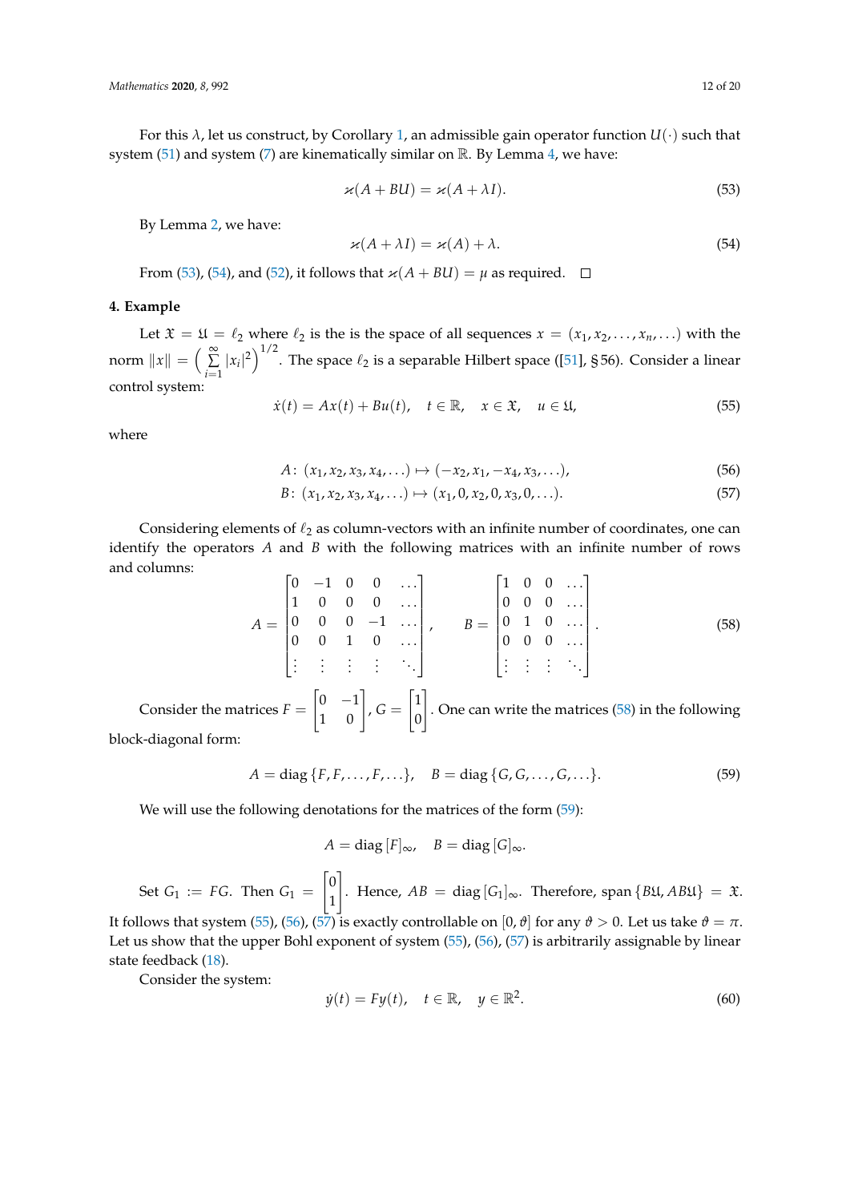For this $\lambda$, let us construct, by Corollary 1, an admissible gain operator function $U(\cdot)$ such that system (51) and system (7) are kinematically similar on $\mathbb{R}$. By Lemma 4, we have:

$$\varkappa(A + BU) = \varkappa(A + \lambda I). \tag{53}$$

By Lemma 2, we have:

$$\varkappa(A + \lambda I) = \varkappa(A) + \lambda. \tag{54}$$

From (53), (54), and (52), it follows that $\varkappa(A + BU) = \mu$ as required. $\square$

## 4. Example

Let $\mathfrak{X} = \mathfrak{U} = \ell_2$ where $\ell_2$ is the is the space of all sequences $x = (x_1, x_2, \ldots, x_n, \ldots)$ with the norm $\|x\| = \left(\sum_{i=1}^{\infty} |x_i|^2\right)^{1/2}$. The space $\ell_2$ is a separable Hilbert space ([51], § 56). Consider a linear control system:

$$\dot{x}(t) = Ax(t) + Bu(t), \quad t \in \mathbb{R}, \quad x \in \mathfrak{X}, \quad u \in \mathfrak{U}, \tag{55}$$

where

$$A\colon (x_1, x_2, x_3, x_4, \ldots) \mapsto (-x_2, x_1, -x_4, x_3, \ldots), \tag{56}$$

$$B\colon (x_1, x_2, x_3, x_4, \ldots) \mapsto (x_1, 0, x_2, 0, x_3, 0, \ldots). \tag{57}$$

Considering elements of $\ell_2$ as column-vectors with an infinite number of coordinates, one can identify the operators $A$ and $B$ with the following matrices with an infinite number of rows and columns:

$$A = \begin{bmatrix} 0 & -1 & 0 & 0 & \ldots \\ 1 & 0 & 0 & 0 & \ldots \\ 0 & 0 & 0 & -1 & \ldots \\ 0 & 0 & 1 & 0 & \ldots \\ \vdots & \vdots & \vdots & \vdots & \ddots \end{bmatrix}, \qquad B = \begin{bmatrix} 1 & 0 & 0 & \ldots \\ 0 & 0 & 0 & \ldots \\ 0 & 1 & 0 & \ldots \\ 0 & 0 & 0 & \ldots \\ \vdots & \vdots & \vdots & \ddots \end{bmatrix}. \tag{58}$$

Consider the matrices $F = \begin{bmatrix} 0 & -1 \\ 1 & 0 \end{bmatrix}$, $G = \begin{bmatrix} 1 \\ 0 \end{bmatrix}$. One can write the matrices (58) in the following block-diagonal form:

$$A = \operatorname{diag}\{F, F, \ldots, F, \ldots\}, \quad B = \operatorname{diag}\{G, G, \ldots, G, \ldots\}. \tag{59}$$

We will use the following denotations for the matrices of the form (59):

$$A = \operatorname{diag}[F]_\infty, \quad B = \operatorname{diag}[G]_\infty.$$

Set $G_1 := FG$. Then $G_1 = \begin{bmatrix} 0 \\ 1 \end{bmatrix}$. Hence, $AB = \operatorname{diag}[G_1]_\infty$. Therefore, $\operatorname{span}\{B\mathfrak{U}, AB\mathfrak{U}\} = \mathfrak{X}$. It follows that system (55), (56), (57) is exactly controllable on $[0, \vartheta]$ for any $\vartheta > 0$. Let us take $\vartheta = \pi$. Let us show that the upper Bohl exponent of system (55), (56), (57) is arbitrarily assignable by linear state feedback (18).

Consider the system:

$$\dot{y}(t) = Fy(t), \quad t \in \mathbb{R}, \quad y \in \mathbb{R}^2. \tag{60}$$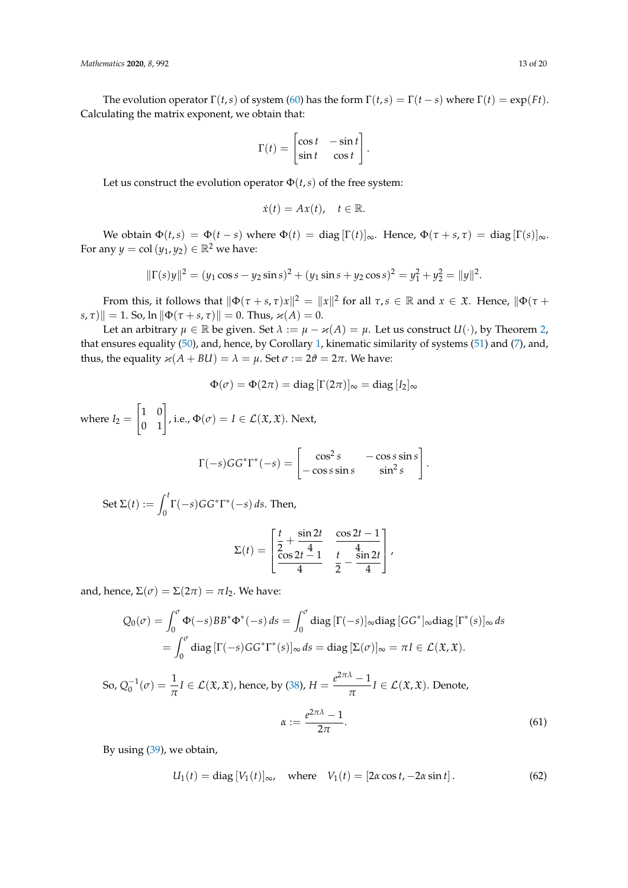The evolution operator $\Gamma(t,s)$ of system (60) has the form $\Gamma(t,s) = \Gamma(t-s)$ where $\Gamma(t) = \exp(Ft)$. Calculating the matrix exponent, we obtain that:

$$\Gamma(t) = \begin{bmatrix} \cos t & -\sin t \\ \sin t & \cos t \end{bmatrix}.$$

Let us construct the evolution operator $\Phi(t,s)$ of the free system:

$$\dot{x}(t) = Ax(t), \quad t \in \mathbb{R}.$$

We obtain $\Phi(t,s) = \Phi(t-s)$ where $\Phi(t) = \text{diag}\,[\Gamma(t)]_\infty$. Hence, $\Phi(\tau + s, \tau) = \text{diag}\,[\Gamma(s)]_\infty$. For any $y = \text{col}\,(y_1, y_2) \in \mathbb{R}^2$ we have:

$$\|\Gamma(s)y\|^2 = (y_1 \cos s - y_2 \sin s)^2 + (y_1 \sin s + y_2 \cos s)^2 = y_1^2 + y_2^2 = \|y\|^2.$$

From this, it follows that $\|\Phi(\tau + s, \tau)x\|^2 = \|x\|^2$ for all $\tau, s \in \mathbb{R}$ and $x \in \mathfrak{X}$. Hence, $\|\Phi(\tau + s, \tau)\| = 1$. So, $\ln \|\Phi(\tau + s, \tau)\| = 0$. Thus, $\varkappa(A) = 0$.

Let an arbitrary $\mu \in \mathbb{R}$ be given. Set $\lambda := \mu - \varkappa(A) = \mu$. Let us construct $U(\cdot)$, by Theorem 2, that ensures equality (50), and, hence, by Corollary 1, kinematic similarity of systems (51) and (7), and, thus, the equality $\varkappa(A + BU) = \lambda = \mu$. Set $\sigma := 2\vartheta = 2\pi$. We have:

$$\Phi(\sigma) = \Phi(2\pi) = \text{diag}\,[\Gamma(2\pi)]_\infty = \text{diag}\,[I_2]_\infty$$

where $I_2 = \begin{bmatrix} 1 & 0 \\ 0 & 1 \end{bmatrix}$, i.e., $\Phi(\sigma) = I \in \mathcal{L}(\mathfrak{X}, \mathfrak{X})$. Next,

$$\Gamma(-s)GG^*\Gamma^*(-s) = \begin{bmatrix} \cos^2 s & -\cos s \sin s \\ -\cos s \sin s & \sin^2 s \end{bmatrix}.$$

Set $\Sigma(t) := \int_0^t \Gamma(-s)GG^*\Gamma^*(-s)\, ds$. Then,

$$\Sigma(t) = \begin{bmatrix} \dfrac{t}{2} + \dfrac{\sin 2t}{4} & \dfrac{\cos 2t - 1}{4} \\ \dfrac{\cos 2t - 1}{4} & \dfrac{t}{2} - \dfrac{\sin 2t}{4} \end{bmatrix},$$

and, hence, $\Sigma(\sigma) = \Sigma(2\pi) = \pi I_2$. We have:

$$\begin{aligned} Q_0(\sigma) &= \int_0^\sigma \Phi(-s)BB^*\Phi^*(-s)\, ds = \int_0^\sigma \text{diag}\,[\Gamma(-s)]_\infty \text{diag}\,[GG^*]_\infty \text{diag}\,[\Gamma^*(s)]_\infty\, ds \\ &= \int_0^\sigma \text{diag}\,[\Gamma(-s)GG^*\Gamma^*(s)]_\infty\, ds = \text{diag}\,[\Sigma(\sigma)]_\infty = \pi I \in \mathcal{L}(\mathfrak{X}, \mathfrak{X}). \end{aligned}$$

So, $Q_0^{-1}(\sigma) = \dfrac{1}{\pi} I \in \mathcal{L}(\mathfrak{X}, \mathfrak{X})$, hence, by (38), $H = \dfrac{e^{2\pi\lambda} - 1}{\pi} I \in \mathcal{L}(\mathfrak{X}, \mathfrak{X})$. Denote,

$$\alpha := \frac{e^{2\pi\lambda} - 1}{2\pi}. \tag{61}$$

By using (39), we obtain,

$$U_1(t) = \text{diag}\,[V_1(t)]_\infty, \quad \text{where} \quad V_1(t) = [2\alpha \cos t, -2\alpha \sin t]. \tag{62}$$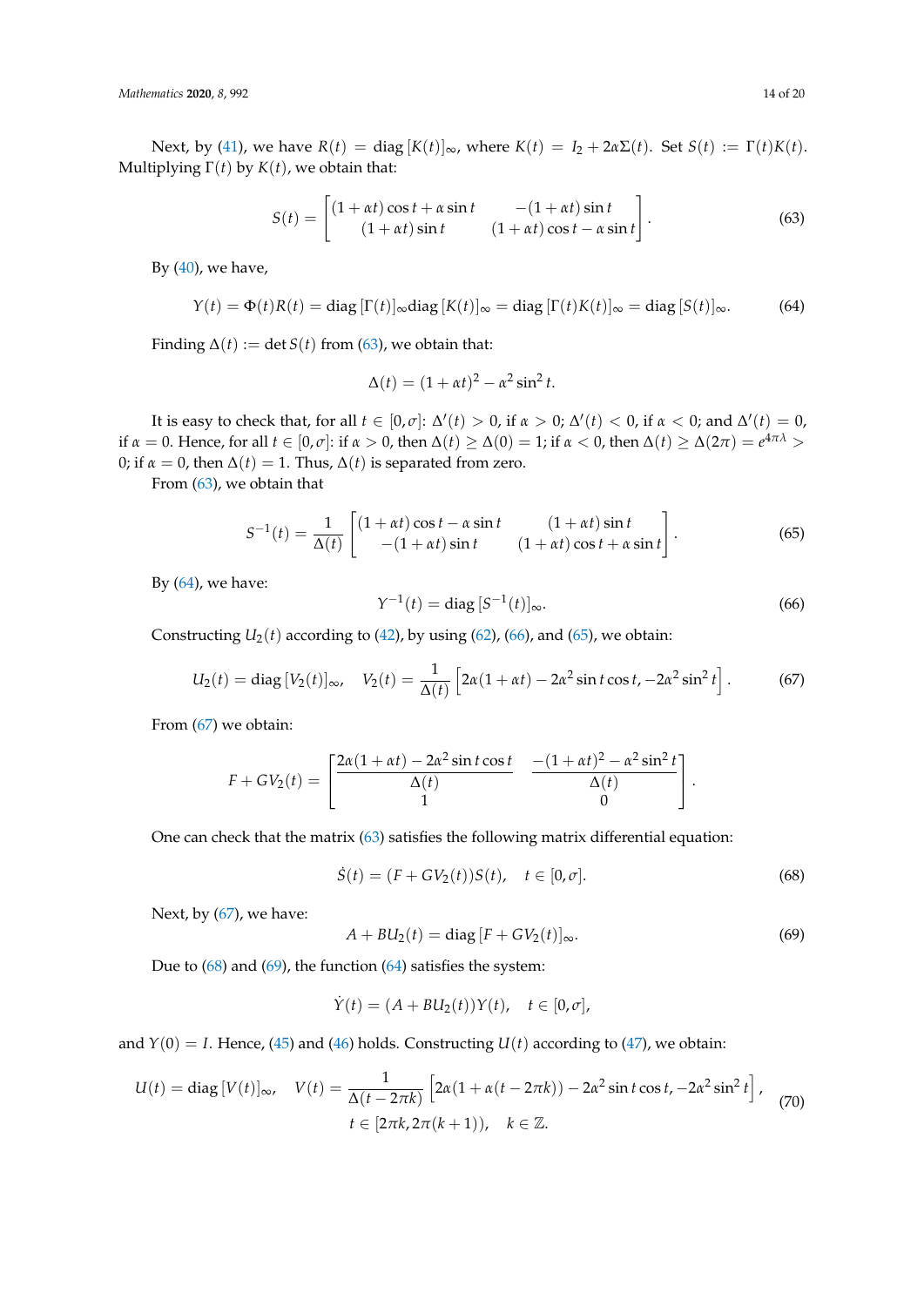Next, by (41), we have $R(t) = \operatorname{diag}[K(t)]_\infty$, where $K(t) = I_2 + 2\alpha\Sigma(t)$. Set $S(t) := \Gamma(t)K(t)$. Multiplying $\Gamma(t)$ by $K(t)$, we obtain that:

$$
S(t) = \begin{bmatrix} (1+\alpha t)\cos t + \alpha \sin t & -(1+\alpha t)\sin t \\ (1+\alpha t)\sin t & (1+\alpha t)\cos t - \alpha \sin t \end{bmatrix}. \tag{63}
$$

By (40), we have,

$$
Y(t) = \Phi(t)R(t) = \operatorname{diag}[\Gamma(t)]_\infty \operatorname{diag}[K(t)]_\infty = \operatorname{diag}[\Gamma(t)K(t)]_\infty = \operatorname{diag}[S(t)]_\infty. \tag{64}
$$

Finding $\Delta(t) := \det S(t)$ from (63), we obtain that:

$$
\Delta(t) = (1+\alpha t)^2 - \alpha^2 \sin^2 t.
$$

It is easy to check that, for all $t \in [0, \sigma]$: $\Delta'(t) > 0$, if $\alpha > 0$; $\Delta'(t) < 0$, if $\alpha < 0$; and $\Delta'(t) = 0$, if $\alpha = 0$. Hence, for all $t \in [0, \sigma]$: if $\alpha > 0$, then $\Delta(t) \geq \Delta(0) = 1$; if $\alpha < 0$, then $\Delta(t) \geq \Delta(2\pi) = e^{4\pi\lambda} > 0$; if $\alpha = 0$, then $\Delta(t) = 1$. Thus, $\Delta(t)$ is separated from zero.

From (63), we obtain that

$$
S^{-1}(t) = \frac{1}{\Delta(t)} \begin{bmatrix} (1+\alpha t)\cos t - \alpha \sin t & (1+\alpha t)\sin t \\ -(1+\alpha t)\sin t & (1+\alpha t)\cos t + \alpha \sin t \end{bmatrix}. \tag{65}
$$

By (64), we have:

$$
Y^{-1}(t) = \operatorname{diag}[S^{-1}(t)]_\infty. \tag{66}
$$

Constructing $U_2(t)$ according to (42), by using (62), (66), and (65), we obtain:

$$
U_2(t) = \operatorname{diag}[V_2(t)]_\infty, \quad V_2(t) = \frac{1}{\Delta(t)} \left[ 2\alpha(1+\alpha t) - 2\alpha^2 \sin t \cos t, -2\alpha^2 \sin^2 t \right]. \tag{67}
$$

From (67) we obtain:

$$
F + GV_2(t) = \begin{bmatrix} \dfrac{2\alpha(1+\alpha t) - 2\alpha^2 \sin t \cos t}{\Delta(t)} & \dfrac{-(1+\alpha t)^2 - \alpha^2 \sin^2 t}{\Delta(t)} \\ 1 & 0 \end{bmatrix}.
$$

One can check that the matrix (63) satisfies the following matrix differential equation:

$$
\dot{S}(t) = (F + GV_2(t))S(t), \quad t \in [0, \sigma]. \tag{68}
$$

Next, by (67), we have:

$$
A + BU_2(t) = \operatorname{diag}[F + GV_2(t)]_\infty. \tag{69}
$$

Due to (68) and (69), the function (64) satisfies the system:

$$
\dot{Y}(t) = (A + BU_2(t))Y(t), \quad t \in [0, \sigma],
$$

and $Y(0) = I$. Hence, (45) and (46) holds. Constructing $U(t)$ according to (47), we obtain:

$$
\begin{gathered}
U(t) = \operatorname{diag}[V(t)]_\infty, \quad V(t) = \frac{1}{\Delta(t - 2\pi k)} \left[ 2\alpha(1 + \alpha(t - 2\pi k)) - 2\alpha^2 \sin t \cos t, -2\alpha^2 \sin^2 t \right], \\
t \in [2\pi k, 2\pi(k+1)), \quad k \in \mathbb{Z}.
\end{gathered} \tag{70}
$$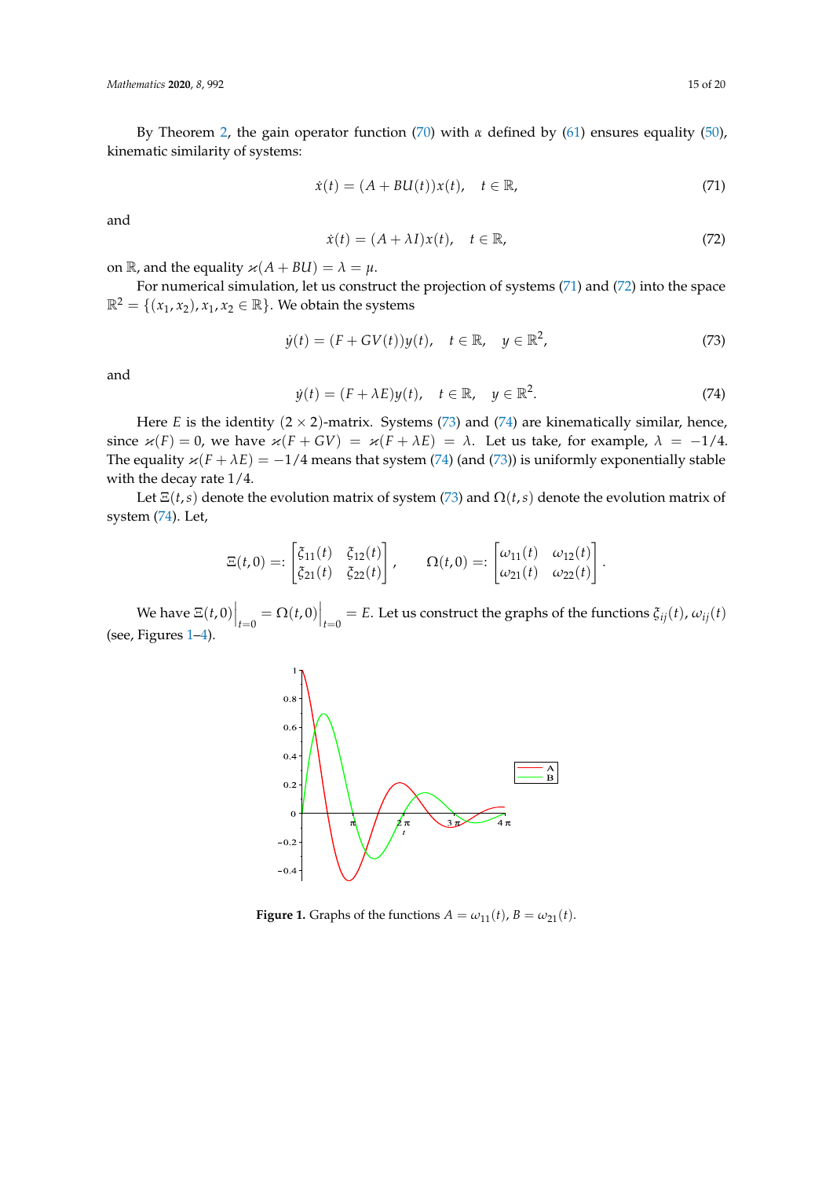By Theorem 2, the gain operator function (70) with $\alpha$ defined by (61) ensures equality (50), kinematic similarity of systems:

$$\dot{x}(t) = (A + BU(t))x(t), \quad t \in \mathbb{R}, \tag{71}$$

and

$$\dot{x}(t) = (A + \lambda I)x(t), \quad t \in \mathbb{R}, \tag{72}$$

on $\mathbb{R}$, and the equality $\varkappa(A + BU) = \lambda = \mu$.

For numerical simulation, let us construct the projection of systems (71) and (72) into the space $\mathbb{R}^2 = \{(x_1, x_2), x_1, x_2 \in \mathbb{R}\}$. We obtain the systems

$$\dot{y}(t) = (F + GV(t))y(t), \quad t \in \mathbb{R}, \quad y \in \mathbb{R}^2, \tag{73}$$

and

$$\dot{y}(t) = (F + \lambda E)y(t), \quad t \in \mathbb{R}, \quad y \in \mathbb{R}^2. \tag{74}$$

Here $E$ is the identity $(2 \times 2)$-matrix. Systems (73) and (74) are kinematically similar, hence, since $\varkappa(F) = 0$, we have $\varkappa(F + GV) = \varkappa(F + \lambda E) = \lambda$. Let us take, for example, $\lambda = -1/4$. The equality $\varkappa(F + \lambda E) = -1/4$ means that system (74) (and (73)) is uniformly exponentially stable with the decay rate $1/4$.

Let $\Xi(t,s)$ denote the evolution matrix of system (73) and $\Omega(t,s)$ denote the evolution matrix of system (74). Let,

$$\Xi(t,0) =: \begin{bmatrix} \xi_{11}(t) & \xi_{12}(t) \\ \xi_{21}(t) & \xi_{22}(t) \end{bmatrix}, \qquad \Omega(t,0) =: \begin{bmatrix} \omega_{11}(t) & \omega_{12}(t) \\ \omega_{21}(t) & \omega_{22}(t) \end{bmatrix}.$$

We have $\Xi(t,0)\Big|_{t=0} = \Omega(t,0)\Big|_{t=0} = E$. Let us construct the graphs of the functions $\xi_{ij}(t)$, $\omega_{ij}(t)$ (see, Figures 1–4).

**Figure 1.** Graphs of the functions $A = \omega_{11}(t)$, $B = \omega_{21}(t)$.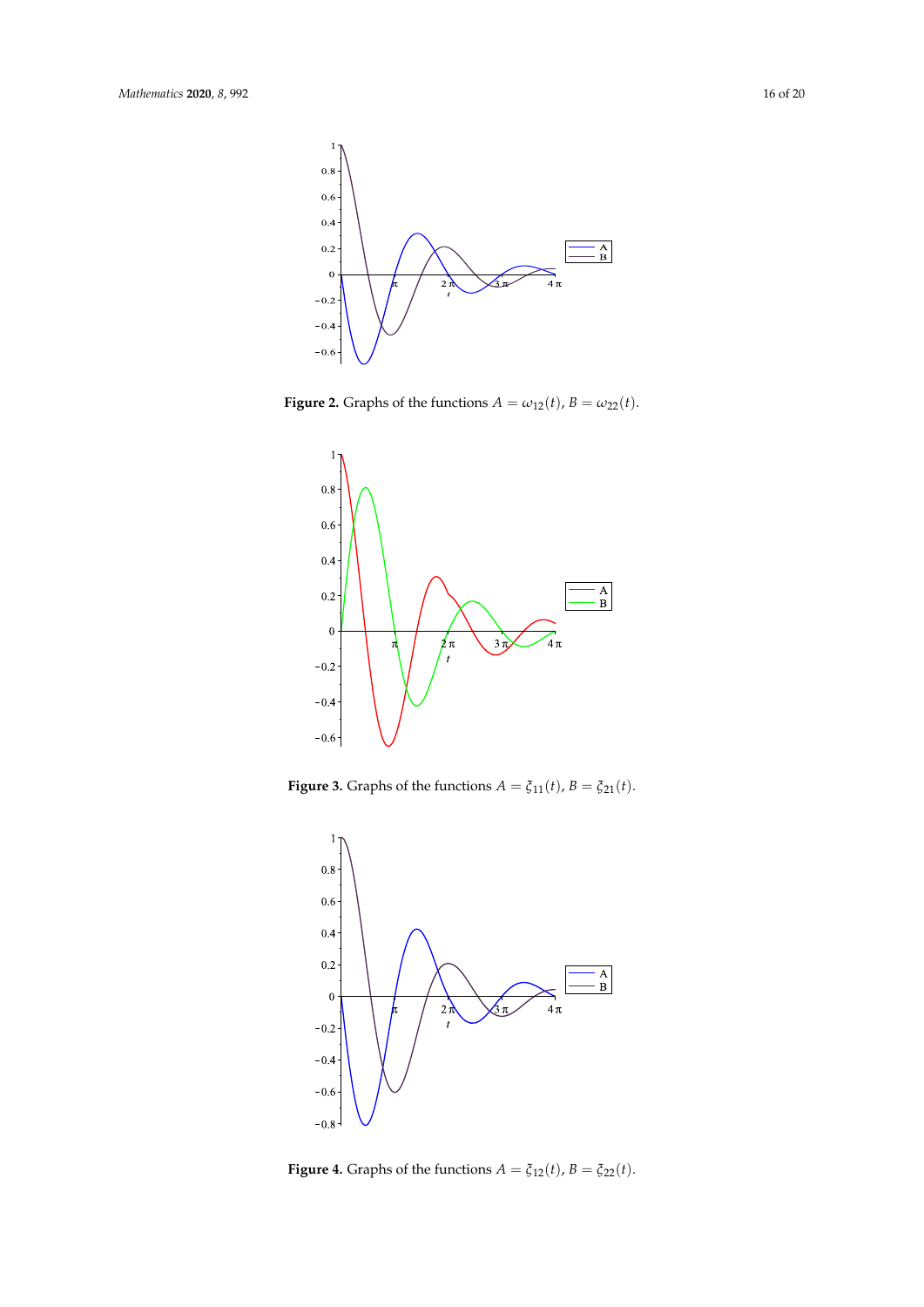**Figure 2.** Graphs of the functions $A = \omega_{12}(t)$, $B = \omega_{22}(t)$.

**Figure 3.** Graphs of the functions $A = \xi_{11}(t)$, $B = \xi_{21}(t)$.

**Figure 4.** Graphs of the functions $A = \xi_{12}(t)$, $B = \xi_{22}(t)$.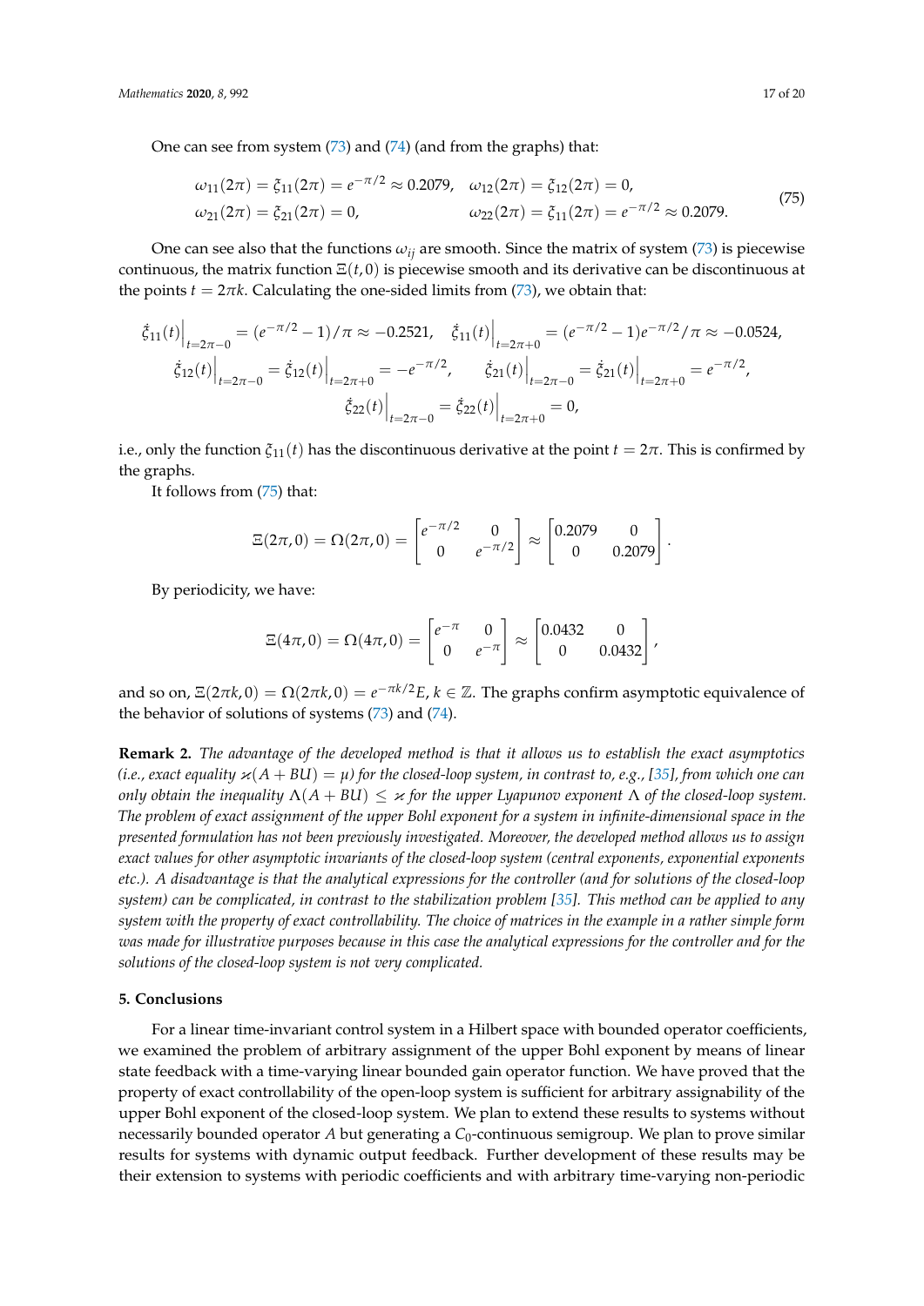One can see from system (73) and (74) (and from the graphs) that:

$$
\begin{aligned}
&\omega_{11}(2\pi) = \xi_{11}(2\pi) = e^{-\pi/2} \approx 0.2079, \quad \omega_{12}(2\pi) = \xi_{12}(2\pi) = 0, \\
&\omega_{21}(2\pi) = \xi_{21}(2\pi) = 0, \qquad\qquad\qquad\quad \omega_{22}(2\pi) = \xi_{11}(2\pi) = e^{-\pi/2} \approx 0.2079.
\end{aligned}
\tag{75}
$$

One can see also that the functions $\omega_{ij}$ are smooth. Since the matrix of system (73) is piecewise continuous, the matrix function $\Xi(t,0)$ is piecewise smooth and its derivative can be discontinuous at the points $t = 2\pi k$. Calculating the one-sided limits from (73), we obtain that:

$$
\dot{\xi}_{11}(t)\Big|_{t=2\pi-0} = (e^{-\pi/2}-1)/\pi \approx -0.2521, \quad \dot{\xi}_{11}(t)\Big|_{t=2\pi+0} = (e^{-\pi/2}-1)e^{-\pi/2}/\pi \approx -0.0524,
$$
$$
\dot{\xi}_{12}(t)\Big|_{t=2\pi-0} = \dot{\xi}_{12}(t)\Big|_{t=2\pi+0} = -e^{-\pi/2}, \qquad \dot{\xi}_{21}(t)\Big|_{t=2\pi-0} = \dot{\xi}_{21}(t)\Big|_{t=2\pi+0} = e^{-\pi/2},
$$
$$
\dot{\xi}_{22}(t)\Big|_{t=2\pi-0} = \dot{\xi}_{22}(t)\Big|_{t=2\pi+0} = 0,
$$

i.e., only the function $\xi_{11}(t)$ has the discontinuous derivative at the point $t = 2\pi$. This is confirmed by the graphs.

It follows from (75) that:

$$
\Xi(2\pi,0) = \Omega(2\pi,0) = \begin{bmatrix} e^{-\pi/2} & 0 \\ 0 & e^{-\pi/2} \end{bmatrix} \approx \begin{bmatrix} 0.2079 & 0 \\ 0 & 0.2079 \end{bmatrix}.
$$

By periodicity, we have:

$$
\Xi(4\pi,0) = \Omega(4\pi,0) = \begin{bmatrix} e^{-\pi} & 0 \\ 0 & e^{-\pi} \end{bmatrix} \approx \begin{bmatrix} 0.0432 & 0 \\ 0 & 0.0432 \end{bmatrix},
$$

and so on, $\Xi(2\pi k,0) = \Omega(2\pi k,0) = e^{-\pi k/2}E$, $k \in \mathbb{Z}$. The graphs confirm asymptotic equivalence of the behavior of solutions of systems (73) and (74).

**Remark 2.** *The advantage of the developed method is that it allows us to establish the exact asymptotics (i.e., exact equality $\varkappa(A+BU) = \mu$) for the closed-loop system, in contrast to, e.g., [35], from which one can only obtain the inequality $\Lambda(A+BU) \le \varkappa$ for the upper Lyapunov exponent $\Lambda$ of the closed-loop system. The problem of exact assignment of the upper Bohl exponent for a system in infinite-dimensional space in the presented formulation has not been previously investigated. Moreover, the developed method allows us to assign exact values for other asymptotic invariants of the closed-loop system (central exponents, exponential exponents etc.). A disadvantage is that the analytical expressions for the controller (and for solutions of the closed-loop system) can be complicated, in contrast to the stabilization problem [35]. This method can be applied to any system with the property of exact controllability. The choice of matrices in the example in a rather simple form was made for illustrative purposes because in this case the analytical expressions for the controller and for the solutions of the closed-loop system is not very complicated.*

## 5. Conclusions

For a linear time-invariant control system in a Hilbert space with bounded operator coefficients, we examined the problem of arbitrary assignment of the upper Bohl exponent by means of linear state feedback with a time-varying linear bounded gain operator function. We have proved that the property of exact controllability of the open-loop system is sufficient for arbitrary assignability of the upper Bohl exponent of the closed-loop system. We plan to extend these results to systems without necessarily bounded operator $A$ but generating a $C_0$-continuous semigroup. We plan to prove similar results for systems with dynamic output feedback. Further development of these results may be their extension to systems with periodic coefficients and with arbitrary time-varying non-periodic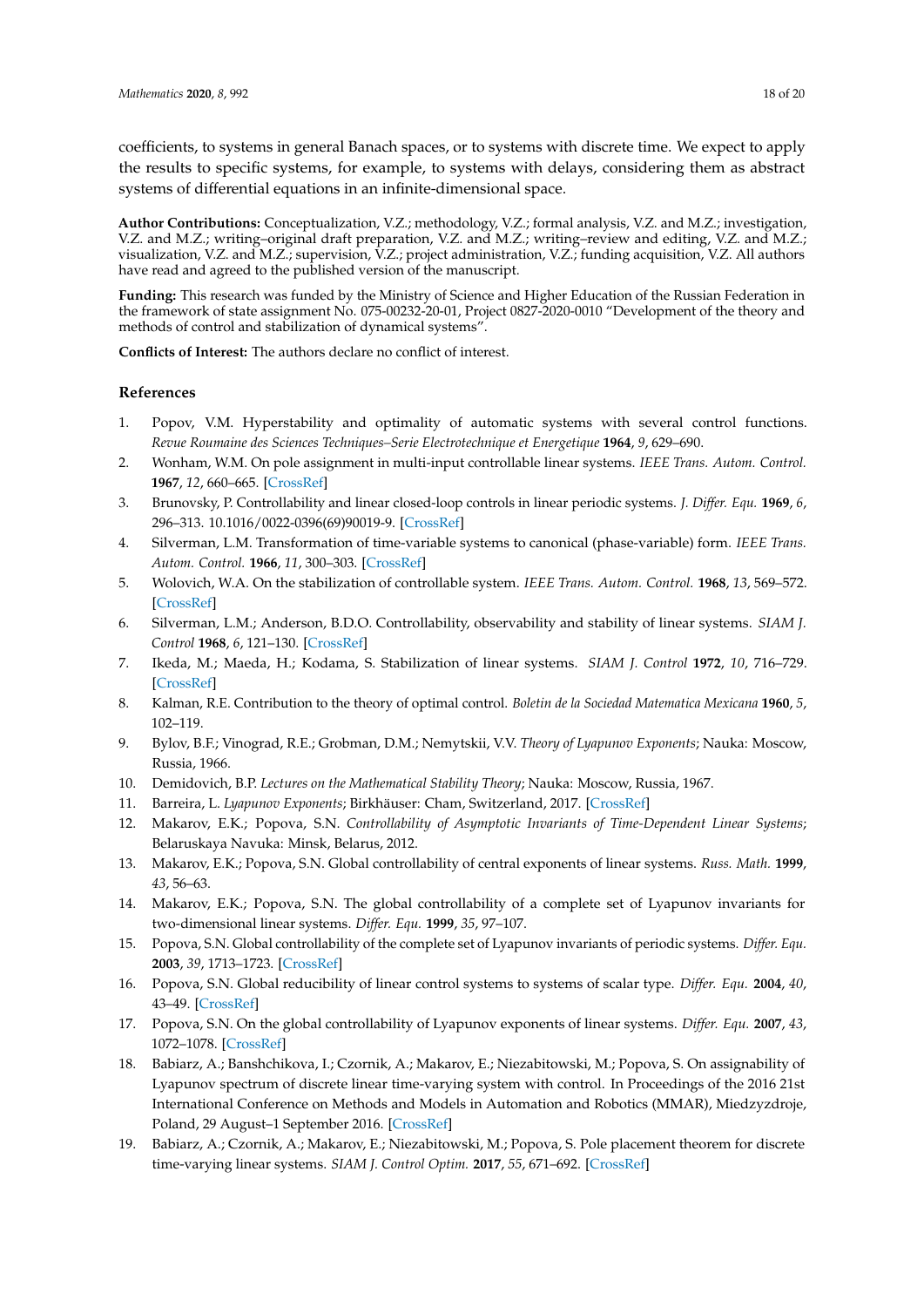coefficients, to systems in general Banach spaces, or to systems with discrete time. We expect to apply the results to specific systems, for example, to systems with delays, considering them as abstract systems of differential equations in an infinite-dimensional space.

**Author Contributions:** Conceptualization, V.Z.; methodology, V.Z.; formal analysis, V.Z. and M.Z.; investigation, V.Z. and M.Z.; writing–original draft preparation, V.Z. and M.Z.; writing–review and editing, V.Z. and M.Z.; visualization, V.Z. and M.Z.; supervision, V.Z.; project administration, V.Z.; funding acquisition, V.Z. All authors have read and agreed to the published version of the manuscript.

**Funding:** This research was funded by the Ministry of Science and Higher Education of the Russian Federation in the framework of state assignment No. 075-00232-20-01, Project 0827-2020-0010 "Development of the theory and methods of control and stabilization of dynamical systems".

**Conflicts of Interest:** The authors declare no conflict of interest.

## References

1. Popov, V.M. Hyperstability and optimality of automatic systems with several control functions. *Revue Roumaine des Sciences Techniques–Serie Electrotechnique et Energetique* **1964**, *9*, 629–690.
2. Wonham, W.M. On pole assignment in multi-input controllable linear systems. *IEEE Trans. Autom. Control.* **1967**, *12*, 660–665. [CrossRef]
3. Brunovsky, P. Controllability and linear closed-loop controls in linear periodic systems. *J. Differ. Equ.* **1969**, *6*, 296–313. 10.1016/0022-0396(69)90019-9. [CrossRef]
4. Silverman, L.M. Transformation of time-variable systems to canonical (phase-variable) form. *IEEE Trans. Autom. Control.* **1966**, *11*, 300–303. [CrossRef]
5. Wolovich, W.A. On the stabilization of controllable system. *IEEE Trans. Autom. Control.* **1968**, *13*, 569–572. [CrossRef]
6. Silverman, L.M.; Anderson, B.D.O. Controllability, observability and stability of linear systems. *SIAM J. Control* **1968**, *6*, 121–130. [CrossRef]
7. Ikeda, M.; Maeda, H.; Kodama, S. Stabilization of linear systems. *SIAM J. Control* **1972**, *10*, 716–729. [CrossRef]
8. Kalman, R.E. Contribution to the theory of optimal control. *Boletin de la Sociedad Matematica Mexicana* **1960**, *5*, 102–119.
9. Bylov, B.F.; Vinograd, R.E.; Grobman, D.M.; Nemytskii, V.V. *Theory of Lyapunov Exponents*; Nauka: Moscow, Russia, 1966.
10. Demidovich, B.P. *Lectures on the Mathematical Stability Theory*; Nauka: Moscow, Russia, 1967.
11. Barreira, L. *Lyapunov Exponents*; Birkhäuser: Cham, Switzerland, 2017. [CrossRef]
12. Makarov, E.K.; Popova, S.N. *Controllability of Asymptotic Invariants of Time-Dependent Linear Systems*; Belaruskaya Navuka: Minsk, Belarus, 2012.
13. Makarov, E.K.; Popova, S.N. Global controllability of central exponents of linear systems. *Russ. Math.* **1999**, *43*, 56–63.
14. Makarov, E.K.; Popova, S.N. The global controllability of a complete set of Lyapunov invariants for two-dimensional linear systems. *Differ. Equ.* **1999**, *35*, 97–107.
15. Popova, S.N. Global controllability of the complete set of Lyapunov invariants of periodic systems. *Differ. Equ.* **2003**, *39*, 1713–1723. [CrossRef]
16. Popova, S.N. Global reducibility of linear control systems to systems of scalar type. *Differ. Equ.* **2004**, *40*, 43–49. [CrossRef]
17. Popova, S.N. On the global controllability of Lyapunov exponents of linear systems. *Differ. Equ.* **2007**, *43*, 1072–1078. [CrossRef]
18. Babiarz, A.; Banshchikova, I.; Czornik, A.; Makarov, E.; Niezabitowski, M.; Popova, S. On assignability of Lyapunov spectrum of discrete linear time-varying system with control. In Proceedings of the 2016 21st International Conference on Methods and Models in Automation and Robotics (MMAR), Miedzyzdroje, Poland, 29 August–1 September 2016. [CrossRef]
19. Babiarz, A.; Czornik, A.; Makarov, E.; Niezabitowski, M.; Popova, S. Pole placement theorem for discrete time-varying linear systems. *SIAM J. Control Optim.* **2017**, *55*, 671–692. [CrossRef]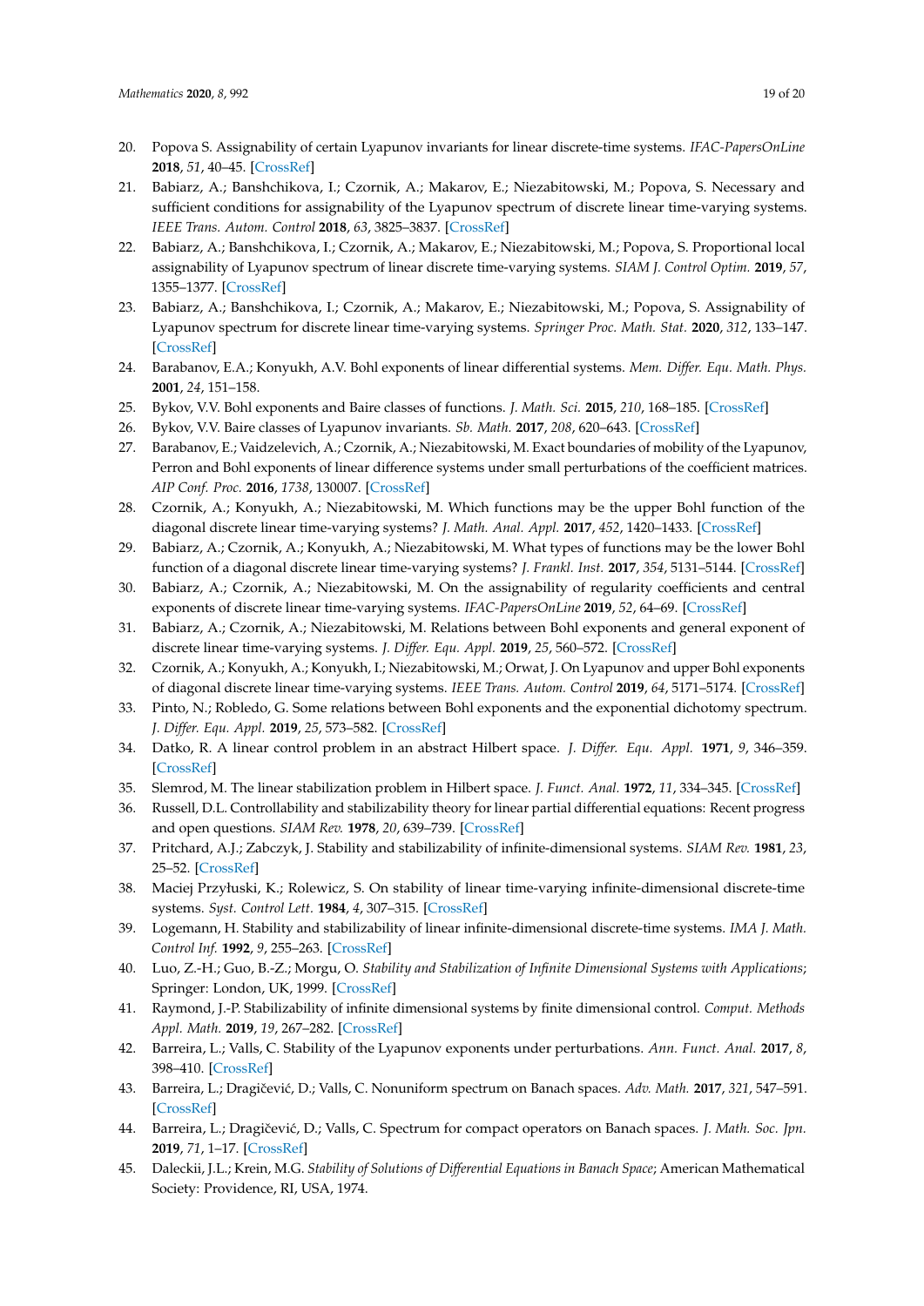20. Popova S. Assignability of certain Lyapunov invariants for linear discrete-time systems. *IFAC-PapersOnLine* **2018**, *51*, 40–45. [CrossRef]
21. Babiarz, A.; Banshchikova, I.; Czornik, A.; Makarov, E.; Niezabitowski, M.; Popova, S. Necessary and sufficient conditions for assignability of the Lyapunov spectrum of discrete linear time-varying systems. *IEEE Trans. Autom. Control* **2018**, *63*, 3825–3837. [CrossRef]
22. Babiarz, A.; Banshchikova, I.; Czornik, A.; Makarov, E.; Niezabitowski, M.; Popova, S. Proportional local assignability of Lyapunov spectrum of linear discrete time-varying systems. *SIAM J. Control Optim.* **2019**, *57*, 1355–1377. [CrossRef]
23. Babiarz, A.; Banshchikova, I.; Czornik, A.; Makarov, E.; Niezabitowski, M.; Popova, S. Assignability of Lyapunov spectrum for discrete linear time-varying systems. *Springer Proc. Math. Stat.* **2020**, *312*, 133–147. [CrossRef]
24. Barabanov, E.A.; Konyukh, A.V. Bohl exponents of linear differential systems. *Mem. Differ. Equ. Math. Phys.* **2001**, *24*, 151–158.
25. Bykov, V.V. Bohl exponents and Baire classes of functions. *J. Math. Sci.* **2015**, *210*, 168–185. [CrossRef]
26. Bykov, V.V. Baire classes of Lyapunov invariants. *Sb. Math.* **2017**, *208*, 620–643. [CrossRef]
27. Barabanov, E.; Vaidzelevich, A.; Czornik, A.; Niezabitowski, M. Exact boundaries of mobility of the Lyapunov, Perron and Bohl exponents of linear difference systems under small perturbations of the coefficient matrices. *AIP Conf. Proc.* **2016**, *1738*, 130007. [CrossRef]
28. Czornik, A.; Konyukh, A.; Niezabitowski, M. Which functions may be the upper Bohl function of the diagonal discrete linear time-varying systems? *J. Math. Anal. Appl.* **2017**, *452*, 1420–1433. [CrossRef]
29. Babiarz, A.; Czornik, A.; Konyukh, A.; Niezabitowski, M. What types of functions may be the lower Bohl function of a diagonal discrete linear time-varying systems? *J. Frankl. Inst.* **2017**, *354*, 5131–5144. [CrossRef]
30. Babiarz, A.; Czornik, A.; Niezabitowski, M. On the assignability of regularity coefficients and central exponents of discrete linear time-varying systems. *IFAC-PapersOnLine* **2019**, *52*, 64–69. [CrossRef]
31. Babiarz, A.; Czornik, A.; Niezabitowski, M. Relations between Bohl exponents and general exponent of discrete linear time-varying systems. *J. Differ. Equ. Appl.* **2019**, *25*, 560–572. [CrossRef]
32. Czornik, A.; Konyukh, A.; Konyukh, I.; Niezabitowski, M.; Orwat, J. On Lyapunov and upper Bohl exponents of diagonal discrete linear time-varying systems. *IEEE Trans. Autom. Control* **2019**, *64*, 5171–5174. [CrossRef]
33. Pinto, N.; Robledo, G. Some relations between Bohl exponents and the exponential dichotomy spectrum. *J. Differ. Equ. Appl.* **2019**, *25*, 573–582. [CrossRef]
34. Datko, R. A linear control problem in an abstract Hilbert space. *J. Differ. Equ. Appl.* **1971**, *9*, 346–359. [CrossRef]
35. Slemrod, M. The linear stabilization problem in Hilbert space. *J. Funct. Anal.* **1972**, *11*, 334–345. [CrossRef]
36. Russell, D.L. Controllability and stabilizability theory for linear partial differential equations: Recent progress and open questions. *SIAM Rev.* **1978**, *20*, 639–739. [CrossRef]
37. Pritchard, A.J.; Zabczyk, J. Stability and stabilizability of infinite-dimensional systems. *SIAM Rev.* **1981**, *23*, 25–52. [CrossRef]
38. Maciej Przyłuski, K.; Rolewicz, S. On stability of linear time-varying infinite-dimensional discrete-time systems. *Syst. Control Lett.* **1984**, *4*, 307–315. [CrossRef]
39. Logemann, H. Stability and stabilizability of linear infinite-dimensional discrete-time systems. *IMA J. Math. Control Inf.* **1992**, *9*, 255–263. [CrossRef]
40. Luo, Z.-H.; Guo, B.-Z.; Morgu, O. *Stability and Stabilization of Infinite Dimensional Systems with Applications*; Springer: London, UK, 1999. [CrossRef]
41. Raymond, J.-P. Stabilizability of infinite dimensional systems by finite dimensional control. *Comput. Methods Appl. Math.* **2019**, *19*, 267–282. [CrossRef]
42. Barreira, L.; Valls, C. Stability of the Lyapunov exponents under perturbations. *Ann. Funct. Anal.* **2017**, *8*, 398–410. [CrossRef]
43. Barreira, L.; Dragičević, D.; Valls, C. Nonuniform spectrum on Banach spaces. *Adv. Math.* **2017**, *321*, 547–591. [CrossRef]
44. Barreira, L.; Dragičević, D.; Valls, C. Spectrum for compact operators on Banach spaces. *J. Math. Soc. Jpn.* **2019**, *71*, 1–17. [CrossRef]
45. Daleckii, J.L.; Krein, M.G. *Stability of Solutions of Differential Equations in Banach Space*; American Mathematical Society: Providence, RI, USA, 1974.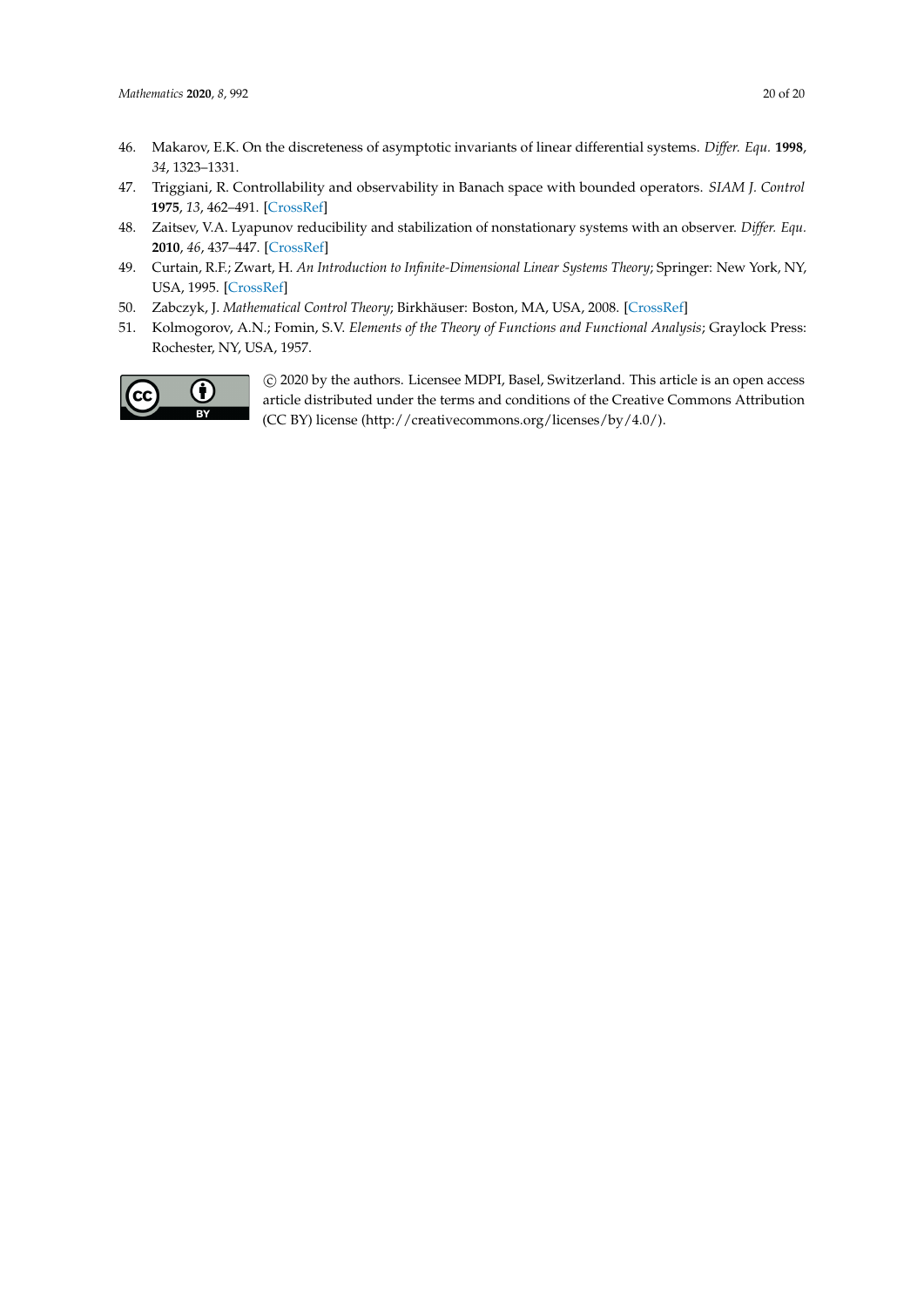46. Makarov, E.K. On the discreteness of asymptotic invariants of linear differential systems. *Differ. Equ.* **1998**, *34*, 1323–1331.
47. Triggiani, R. Controllability and observability in Banach space with bounded operators. *SIAM J. Control* **1975**, *13*, 462–491. [CrossRef]
48. Zaitsev, V.A. Lyapunov reducibility and stabilization of nonstationary systems with an observer. *Differ. Equ.* **2010**, *46*, 437–447. [CrossRef]
49. Curtain, R.F.; Zwart, H. *An Introduction to Infinite-Dimensional Linear Systems Theory*; Springer: New York, NY, USA, 1995. [CrossRef]
50. Zabczyk, J. *Mathematical Control Theory*; Birkhäuser: Boston, MA, USA, 2008. [CrossRef]
51. Kolmogorov, A.N.; Fomin, S.V. *Elements of the Theory of Functions and Functional Analysis*; Graylock Press: Rochester, NY, USA, 1957.

© 2020 by the authors. Licensee MDPI, Basel, Switzerland. This article is an open access article distributed under the terms and conditions of the Creative Commons Attribution (CC BY) license (http://creativecommons.org/licenses/by/4.0/).